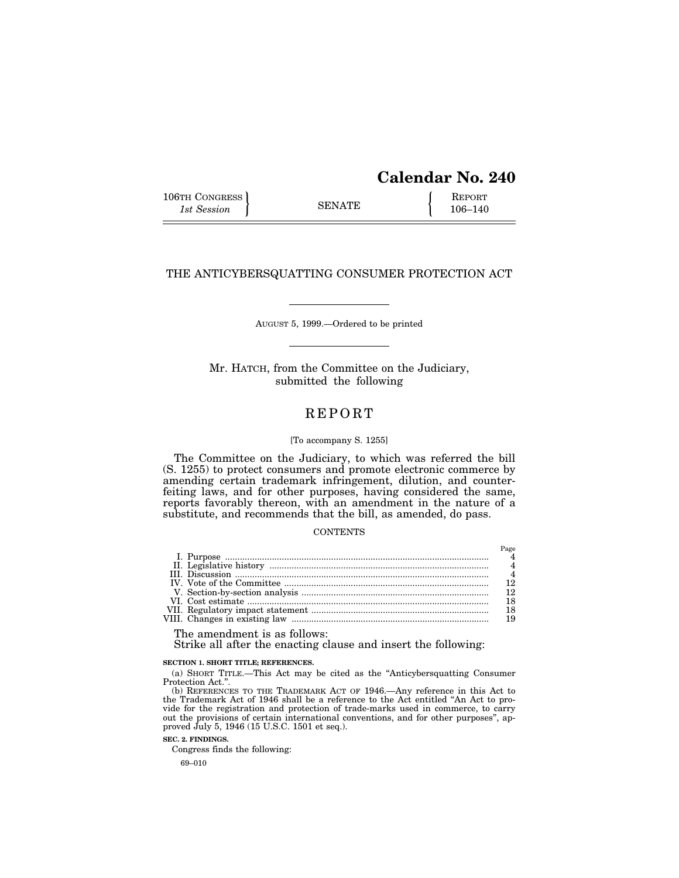# Calendar No. 240

| 106TH CONGRESS<br>*1st Session* | SENATE | REPORT<br>106–140 |
|---|---|---|

## THE ANTICYBERSQUATTING CONSUMER PROTECTION ACT

AUGUST 5, 1999.—Ordered to be printed

Mr. HATCH, from the Committee on the Judiciary, submitted the following

# REPORT

[To accompany S. 1255]

The Committee on the Judiciary, to which was referred the bill (S. 1255) to protect consumers and promote electronic commerce by amending certain trademark infringement, dilution, and counterfeiting laws, and for other purposes, having considered the same, reports favorably thereon, with an amendment in the nature of a substitute, and recommends that the bill, as amended, do pass.

CONTENTS

| | Page |
|---|---|
| I. Purpose | 4 |
| II. Legislative history | 4 |
| III. Discussion | 4 |
| IV. Vote of the Committee | 12 |
| V. Section-by-section analysis | 12 |
| VI. Cost estimate | 18 |
| VII. Regulatory impact statement | 18 |
| VIII. Changes in existing law | 19 |

The amendment is as follows:

Strike all after the enacting clause and insert the following:

**SECTION 1. SHORT TITLE; REFERENCES.**

(a) SHORT TITLE.—This Act may be cited as the "Anticybersquatting Consumer Protection Act.".

(b) REFERENCES TO THE TRADEMARK ACT OF 1946.—Any reference in this Act to the Trademark Act of 1946 shall be a reference to the Act entitled "An Act to provide for the registration and protection of trade-marks used in commerce, to carry out the provisions of certain international conventions, and for other purposes", approved July 5, 1946 (15 U.S.C. 1501 et seq.).

**SEC. 2. FINDINGS.**

Congress finds the following:

69–010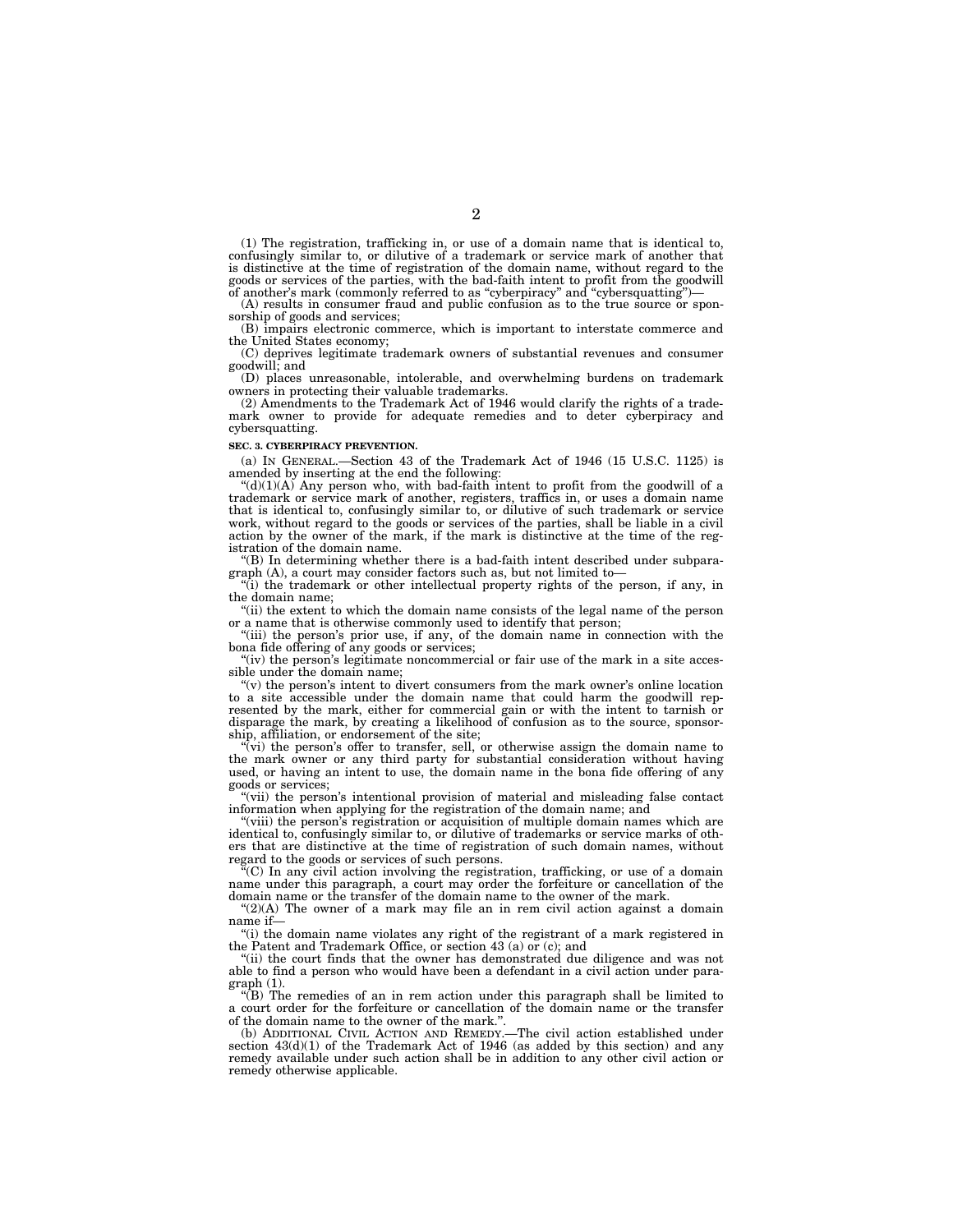(1) The registration, trafficking in, or use of a domain name that is identical to, confusingly similar to, or dilutive of a trademark or service mark of another that is distinctive at the time of registration of the domain name, without regard to the goods or services of the parties, with the bad-faith intent to profit from the goodwill of another's mark (commonly referred to as "cyberpiracy" and "cybersquatting")—

(A) results in consumer fraud and public confusion as to the true source or sponsorship of goods and services;

(B) impairs electronic commerce, which is important to interstate commerce and the United States economy;

(C) deprives legitimate trademark owners of substantial revenues and consumer goodwill; and

(D) places unreasonable, intolerable, and overwhelming burdens on trademark owners in protecting their valuable trademarks.

(2) Amendments to the Trademark Act of 1946 would clarify the rights of a trademark owner to provide for adequate remedies and to deter cyberpiracy and cybersquatting.

**SEC. 3. CYBERPIRACY PREVENTION.**

(a) IN GENERAL.—Section 43 of the Trademark Act of 1946 (15 U.S.C. 1125) is amended by inserting at the end the following:

"(d)(1)(A) Any person who, with bad-faith intent to profit from the goodwill of a trademark or service mark of another, registers, traffics in, or uses a domain name that is identical to, confusingly similar to, or dilutive of such trademark or service work, without regard to the goods or services of the parties, shall be liable in a civil action by the owner of the mark, if the mark is distinctive at the time of the registration of the domain name.

"(B) In determining whether there is a bad-faith intent described under subparagraph (A), a court may consider factors such as, but not limited to—

"(i) the trademark or other intellectual property rights of the person, if any, in the domain name;

"(ii) the extent to which the domain name consists of the legal name of the person or a name that is otherwise commonly used to identify that person;

"(iii) the person's prior use, if any, of the domain name in connection with the bona fide offering of any goods or services;

"(iv) the person's legitimate noncommercial or fair use of the mark in a site accessible under the domain name;

"(v) the person's intent to divert consumers from the mark owner's online location to a site accessible under the domain name that could harm the goodwill represented by the mark, either for commercial gain or with the intent to tarnish or disparage the mark, by creating a likelihood of confusion as to the source, sponsorship, affiliation, or endorsement of the site;

"(vi) the person's offer to transfer, sell, or otherwise assign the domain name to the mark owner or any third party for substantial consideration without having used, or having an intent to use, the domain name in the bona fide offering of any goods or services;

"(vii) the person's intentional provision of material and misleading false contact information when applying for the registration of the domain name; and

"(viii) the person's registration or acquisition of multiple domain names which are identical to, confusingly similar to, or dilutive of trademarks or service marks of others that are distinctive at the time of registration of such domain names, without regard to the goods or services of such persons.

"(C) In any civil action involving the registration, trafficking, or use of a domain name under this paragraph, a court may order the forfeiture or cancellation of the domain name or the transfer of the domain name to the owner of the mark.

"(2)(A) The owner of a mark may file an in rem civil action against a domain name if—

"(i) the domain name violates any right of the registrant of a mark registered in the Patent and Trademark Office, or section 43 (a) or (c); and

"(ii) the court finds that the owner has demonstrated due diligence and was not able to find a person who would have been a defendant in a civil action under paragraph (1).

"(B) The remedies of an in rem action under this paragraph shall be limited to a court order for the forfeiture or cancellation of the domain name or the transfer of the domain name to the owner of the mark.".

(b) ADDITIONAL CIVIL ACTION AND REMEDY.—The civil action established under section 43(d)(1) of the Trademark Act of 1946 (as added by this section) and any remedy available under such action shall be in addition to any other civil action or remedy otherwise applicable.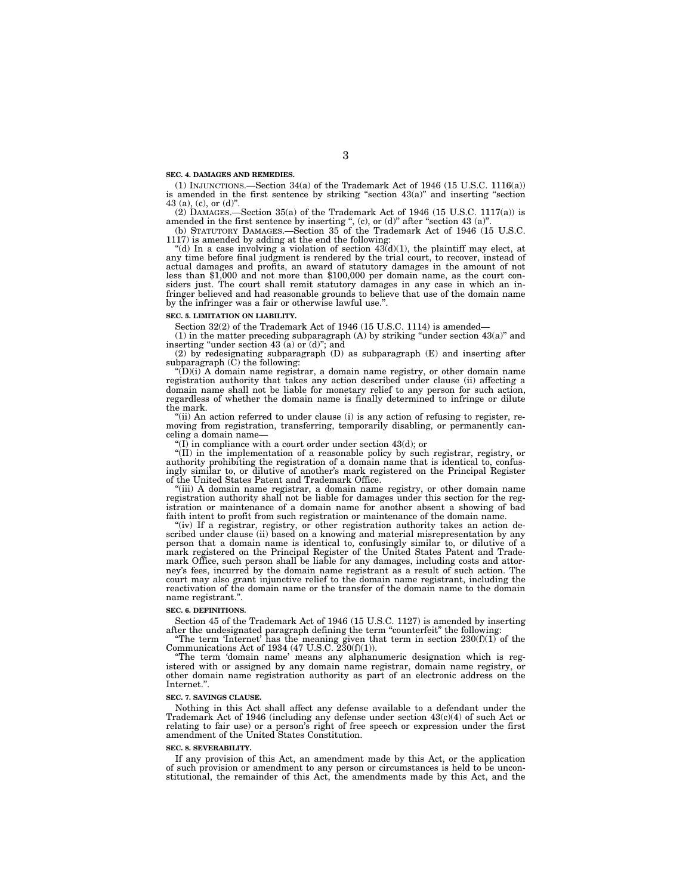**SEC. 4. DAMAGES AND REMEDIES.**

(1) INJUNCTIONS.—Section 34(a) of the Trademark Act of 1946 (15 U.S.C. 1116(a)) is amended in the first sentence by striking "section 43(a)" and inserting "section 43 (a), (c), or (d)".

(2) DAMAGES.—Section 35(a) of the Trademark Act of 1946 (15 U.S.C. 1117(a)) is amended in the first sentence by inserting ", (c), or (d)" after "section 43 (a)".

(b) STATUTORY DAMAGES.—Section 35 of the Trademark Act of 1946 (15 U.S.C. 1117) is amended by adding at the end the following:

"(d) In a case involving a violation of section 43(d)(1), the plaintiff may elect, at any time before final judgment is rendered by the trial court, to recover, instead of actual damages and profits, an award of statutory damages in the amount of not less than $1,000 and not more than $100,000 per domain name, as the court considers just. The court shall remit statutory damages in any case in which an infringer believed and had reasonable grounds to believe that use of the domain name by the infringer was a fair or otherwise lawful use.".

**SEC. 5. LIMITATION ON LIABILITY.**

Section 32(2) of the Trademark Act of 1946 (15 U.S.C. 1114) is amended—

(1) in the matter preceding subparagraph (A) by striking "under section 43(a)" and inserting "under section 43 (a) or (d)"; and

(2) by redesignating subparagraph (D) as subparagraph (E) and inserting after subparagraph (C) the following:

"(D)(i) A domain name registrar, a domain name registry, or other domain name registration authority that takes any action described under clause (ii) affecting a domain name shall not be liable for monetary relief to any person for such action, regardless of whether the domain name is finally determined to infringe or dilute the mark.

"(ii) An action referred to under clause (i) is any action of refusing to register, removing from registration, transferring, temporarily disabling, or permanently canceling a domain name—

"(I) in compliance with a court order under section 43(d); or

"(II) in the implementation of a reasonable policy by such registrar, registry, or authority prohibiting the registration of a domain name that is identical to, confusingly similar to, or dilutive of another's mark registered on the Principal Register of the United States Patent and Trademark Office.

"(iii) A domain name registrar, a domain name registry, or other domain name registration authority shall not be liable for damages under this section for the registration or maintenance of a domain name for another absent a showing of bad faith intent to profit from such registration or maintenance of the domain name.

"(iv) If a registrar, registry, or other registration authority takes an action described under clause (ii) based on a knowing and material misrepresentation by any person that a domain name is identical to, confusingly similar to, or dilutive of a mark registered on the Principal Register of the United States Patent and Trademark Office, such person shall be liable for any damages, including costs and attorney's fees, incurred by the domain name registrant as a result of such action. The court may also grant injunctive relief to the domain name registrant, including the reactivation of the domain name or the transfer of the domain name to the domain name registrant.".

**SEC. 6. DEFINITIONS.**

Section 45 of the Trademark Act of 1946 (15 U.S.C. 1127) is amended by inserting after the undesignated paragraph defining the term "counterfeit" the following:

"The term 'Internet' has the meaning given that term in section 230(f)(1) of the Communications Act of 1934 (47 U.S.C. 230(f)(1)).

"The term 'domain name' means any alphanumeric designation which is registered with or assigned by any domain name registrar, domain name registry, or other domain name registration authority as part of an electronic address on the Internet.".

**SEC. 7. SAVINGS CLAUSE.**

Nothing in this Act shall affect any defense available to a defendant under the Trademark Act of 1946 (including any defense under section 43(c)(4) of such Act or relating to fair use) or a person's right of free speech or expression under the first amendment of the United States Constitution.

**SEC. 8. SEVERABILITY.**

If any provision of this Act, an amendment made by this Act, or the application of such provision or amendment to any person or circumstances is held to be unconstitutional, the remainder of this Act, the amendments made by this Act, and the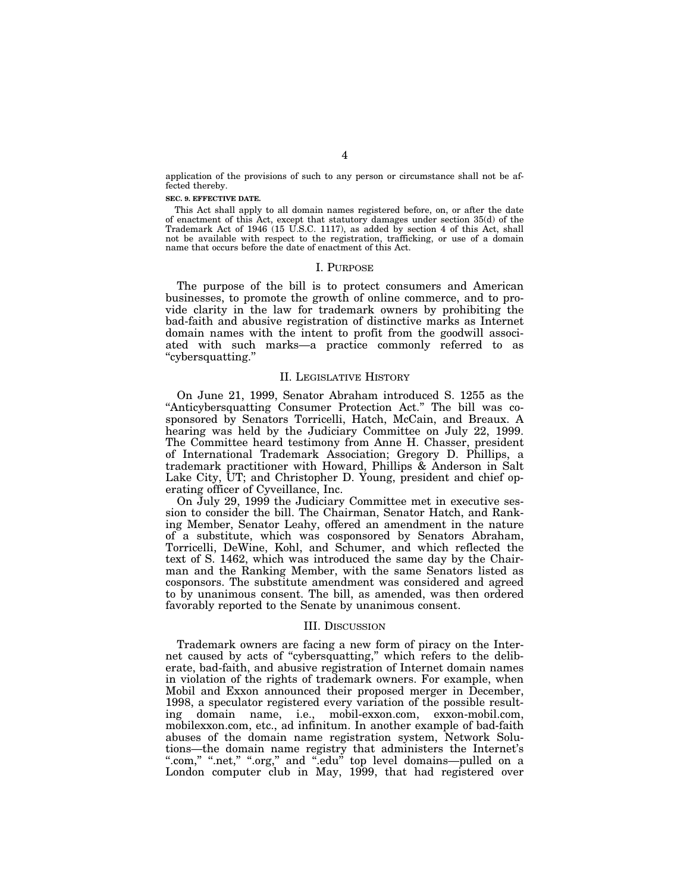application of the provisions of such to any person or circumstance shall not be affected thereby.

**SEC. 9. EFFECTIVE DATE.**

This Act shall apply to all domain names registered before, on, or after the date of enactment of this Act, except that statutory damages under section 35(d) of the Trademark Act of 1946 (15 U.S.C. 1117), as added by section 4 of this Act, shall not be available with respect to the registration, trafficking, or use of a domain name that occurs before the date of enactment of this Act.

## I. PURPOSE

The purpose of the bill is to protect consumers and American businesses, to promote the growth of online commerce, and to provide clarity in the law for trademark owners by prohibiting the bad-faith and abusive registration of distinctive marks as Internet domain names with the intent to profit from the goodwill associated with such marks—a practice commonly referred to as "cybersquatting."

## II. LEGISLATIVE HISTORY

On June 21, 1999, Senator Abraham introduced S. 1255 as the "Anticybersquatting Consumer Protection Act." The bill was cosponsored by Senators Torricelli, Hatch, McCain, and Breaux. A hearing was held by the Judiciary Committee on July 22, 1999. The Committee heard testimony from Anne H. Chasser, president of International Trademark Association; Gregory D. Phillips, a trademark practitioner with Howard, Phillips & Anderson in Salt Lake City, UT; and Christopher D. Young, president and chief operating officer of Cyveillance, Inc.

On July 29, 1999 the Judiciary Committee met in executive session to consider the bill. The Chairman, Senator Hatch, and Ranking Member, Senator Leahy, offered an amendment in the nature of a substitute, which was cosponsored by Senators Abraham, Torricelli, DeWine, Kohl, and Schumer, and which reflected the text of S. 1462, which was introduced the same day by the Chairman and the Ranking Member, with the same Senators listed as cosponsors. The substitute amendment was considered and agreed to by unanimous consent. The bill, as amended, was then ordered favorably reported to the Senate by unanimous consent.

## III. DISCUSSION

Trademark owners are facing a new form of piracy on the Internet caused by acts of "cybersquatting," which refers to the deliberate, bad-faith, and abusive registration of Internet domain names in violation of the rights of trademark owners. For example, when Mobil and Exxon announced their proposed merger in December, 1998, a speculator registered every variation of the possible resulting domain name, i.e., mobil-exxon.com, exxon-mobil.com, mobilexxon.com, etc., ad infinitum. In another example of bad-faith abuses of the domain name registration system, Network Solutions—the domain name registry that administers the Internet's ".com," ".net," ".org," and ".edu" top level domains—pulled on a London computer club in May, 1999, that had registered over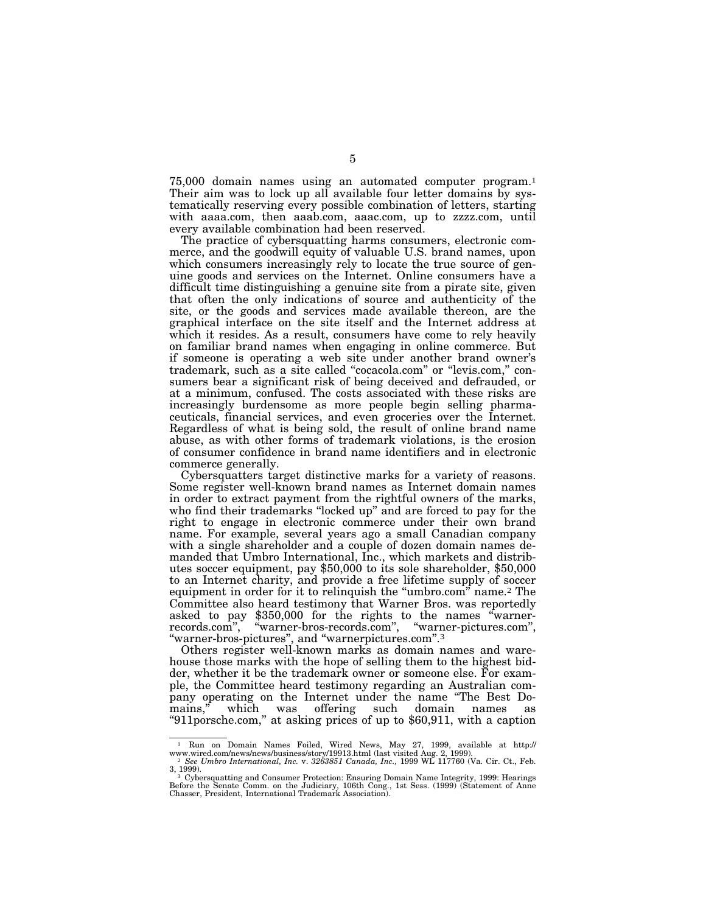75,000 domain names using an automated computer program.[1] Their aim was to lock up all available four letter domains by systematically reserving every possible combination of letters, starting with aaaa.com, then aaab.com, aaac.com, up to zzzz.com, until every available combination had been reserved.

The practice of cybersquatting harms consumers, electronic commerce, and the goodwill equity of valuable U.S. brand names, upon which consumers increasingly rely to locate the true source of genuine goods and services on the Internet. Online consumers have a difficult time distinguishing a genuine site from a pirate site, given that often the only indications of source and authenticity of the site, or the goods and services made available thereon, are the graphical interface on the site itself and the Internet address at which it resides. As a result, consumers have come to rely heavily on familiar brand names when engaging in online commerce. But if someone is operating a web site under another brand owner's trademark, such as a site called "cocacola.com" or "levis.com," consumers bear a significant risk of being deceived and defrauded, or at a minimum, confused. The costs associated with these risks are increasingly burdensome as more people begin selling pharmaceuticals, financial services, and even groceries over the Internet. Regardless of what is being sold, the result of online brand name abuse, as with other forms of trademark violations, is the erosion of consumer confidence in brand name identifiers and in electronic commerce generally.

Cybersquatters target distinctive marks for a variety of reasons. Some register well-known brand names as Internet domain names in order to extract payment from the rightful owners of the marks, who find their trademarks "locked up" and are forced to pay for the right to engage in electronic commerce under their own brand name. For example, several years ago a small Canadian company with a single shareholder and a couple of dozen domain names demanded that Umbro International, Inc., which markets and distributes soccer equipment, pay $50,000 to its sole shareholder, $50,000 to an Internet charity, and provide a free lifetime supply of soccer equipment in order for it to relinquish the "umbro.com" name.[2] The Committee also heard testimony that Warner Bros. was reportedly asked to pay $350,000 for the rights to the names "warner-records.com", "warner-bros-records.com", "warner-pictures.com", "warner-bros-pictures", and "warnerpictures.com".[3]

Others register well-known marks as domain names and warehouse those marks with the hope of selling them to the highest bidder, whether it be the trademark owner or someone else. For example, the Committee heard testimony regarding an Australian company operating on the Internet under the name "The Best Domains," which was offering such domain names as "911porsche.com," at asking prices of up to $60,911, with a caption

---

[1] Run on Domain Names Foiled, Wired News, May 27, 1999, available at http://www.wired.com/news/news/business/story/19913.html (last visited Aug. 2, 1999).

[2] *See Umbro International, Inc.* v. *3263851 Canada, Inc.,* 1999 WL 117760 (Va. Cir. Ct., Feb. 3, 1999).

[3] Cybersquatting and Consumer Protection: Ensuring Domain Name Integrity, 1999: Hearings Before the Senate Comm. on the Judiciary, 106th Cong., 1st Sess. (1999) (Statement of Anne Chasser, President, International Trademark Association).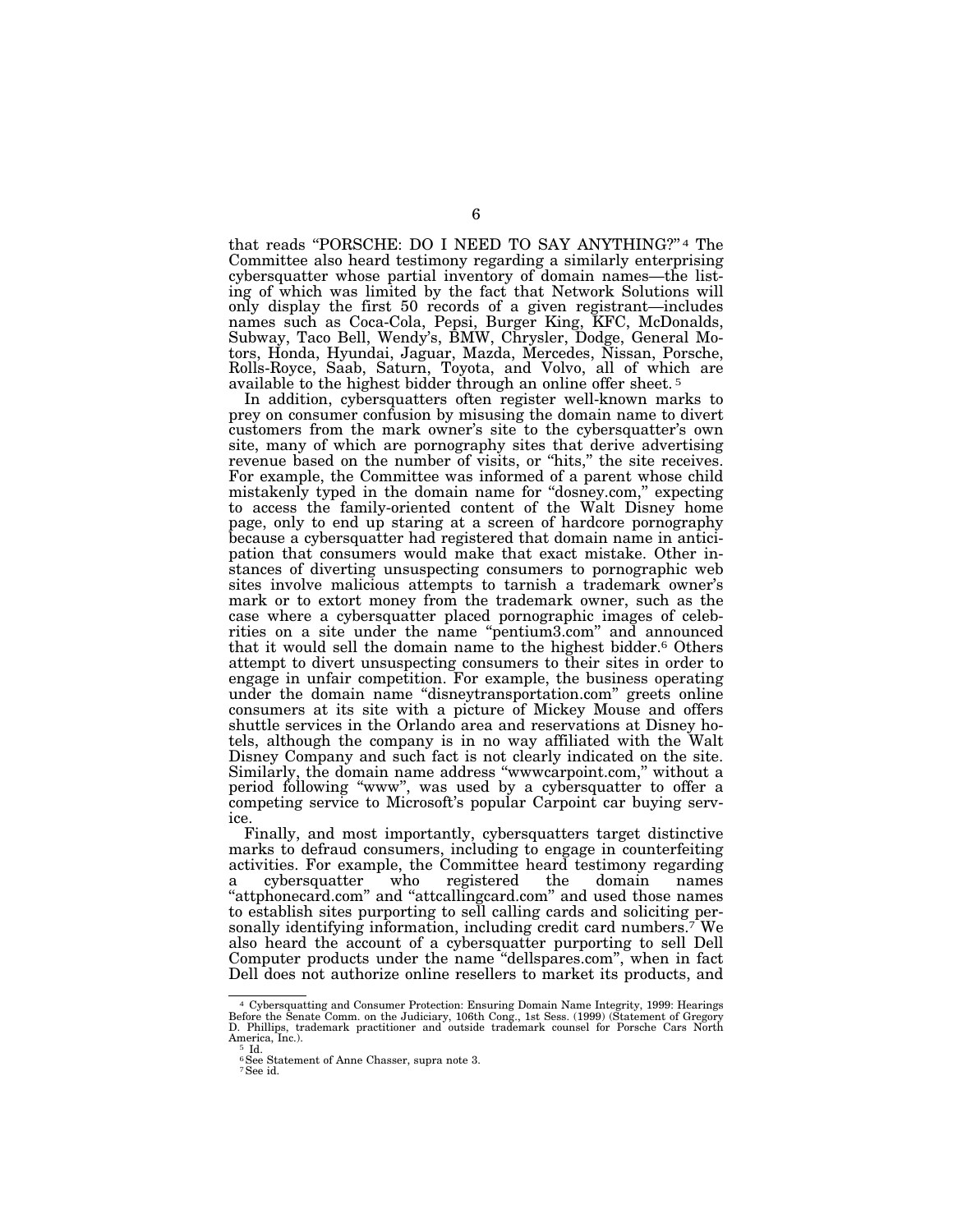that reads "PORSCHE: DO I NEED TO SAY ANYTHING?"[4] The Committee also heard testimony regarding a similarly enterprising cybersquatter whose partial inventory of domain names—the listing of which was limited by the fact that Network Solutions will only display the first 50 records of a given registrant—includes names such as Coca-Cola, Pepsi, Burger King, KFC, McDonalds, Subway, Taco Bell, Wendy's, BMW, Chrysler, Dodge, General Motors, Honda, Hyundai, Jaguar, Mazda, Mercedes, Nissan, Porsche, Rolls-Royce, Saab, Saturn, Toyota, and Volvo, all of which are available to the highest bidder through an online offer sheet.[5]

In addition, cybersquatters often register well-known marks to prey on consumer confusion by misusing the domain name to divert customers from the mark owner's site to the cybersquatter's own site, many of which are pornography sites that derive advertising revenue based on the number of visits, or "hits," the site receives. For example, the Committee was informed of a parent whose child mistakenly typed in the domain name for "dosney.com," expecting to access the family-oriented content of the Walt Disney home page, only to end up staring at a screen of hardcore pornography because a cybersquatter had registered that domain name in anticipation that consumers would make that exact mistake. Other instances of diverting unsuspecting consumers to pornographic web sites involve malicious attempts to tarnish a trademark owner's mark or to extort money from the trademark owner, such as the case where a cybersquatter placed pornographic images of celebrities on a site under the name "pentium3.com" and announced that it would sell the domain name to the highest bidder.[6] Others attempt to divert unsuspecting consumers to their sites in order to engage in unfair competition. For example, the business operating under the domain name "disneytransportation.com" greets online consumers at its site with a picture of Mickey Mouse and offers shuttle services in the Orlando area and reservations at Disney hotels, although the company is in no way affiliated with the Walt Disney Company and such fact is not clearly indicated on the site. Similarly, the domain name address "wwwcarpoint.com," without a period following "www", was used by a cybersquatter to offer a competing service to Microsoft's popular Carpoint car buying service.

Finally, and most importantly, cybersquatters target distinctive marks to defraud consumers, including to engage in counterfeiting activities. For example, the Committee heard testimony regarding a cybersquatter who registered the domain names "attphonecard.com" and "attcallingcard.com" and used those names to establish sites purporting to sell calling cards and soliciting personally identifying information, including credit card numbers.[7] We also heard the account of a cybersquatter purporting to sell Dell Computer products under the name "dellspares.com", when in fact Dell does not authorize online resellers to market its products, and

---

[4] Cybersquatting and Consumer Protection: Ensuring Domain Name Integrity, 1999: Hearings Before the Senate Comm. on the Judiciary, 106th Cong., 1st Sess. (1999) (Statement of Gregory D. Phillips, trademark practitioner and outside trademark counsel for Porsche Cars North America, Inc.).

[5] Id.

[6] See Statement of Anne Chasser, supra note 3.

[7] See id.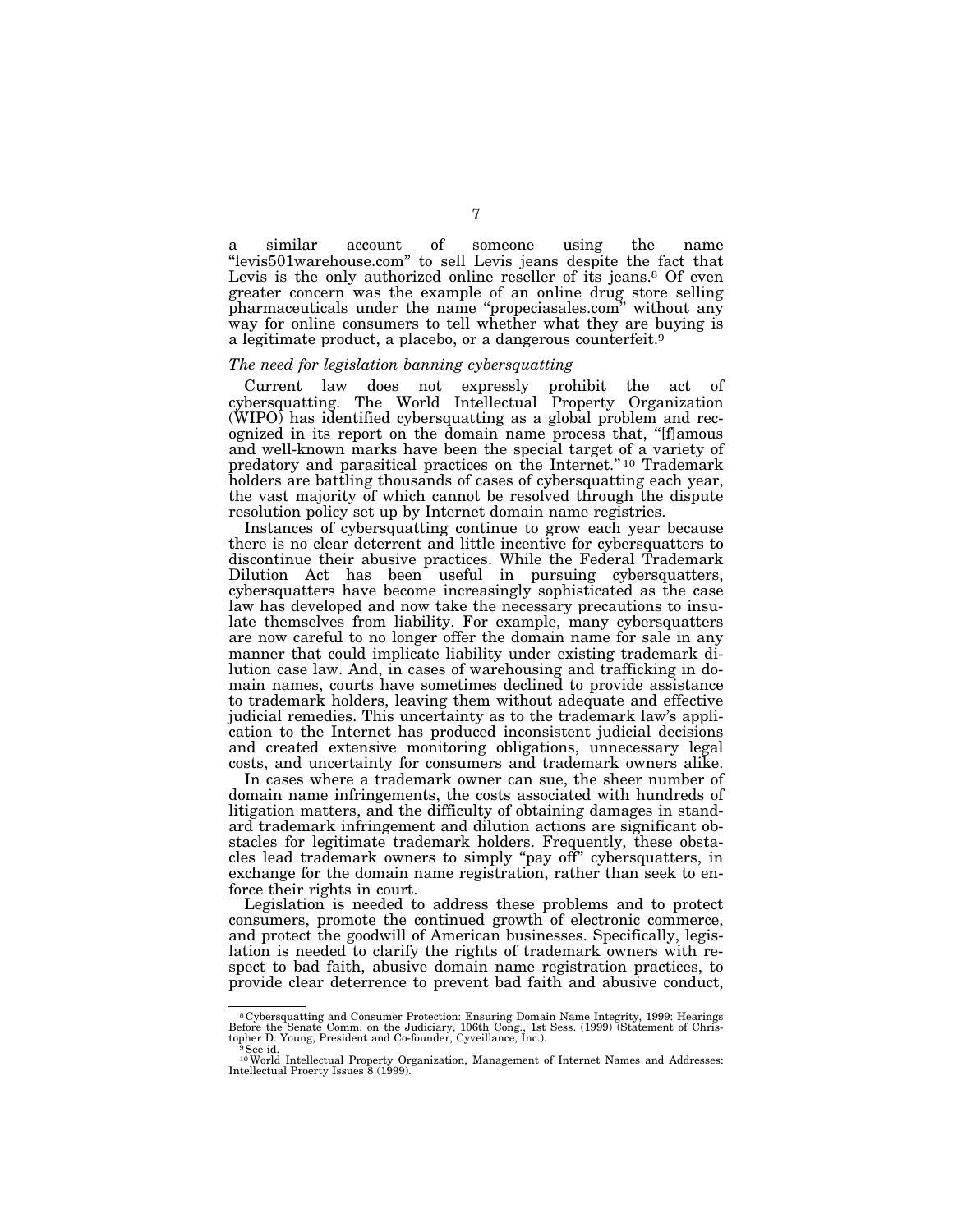a similar account of someone using the name "levis501warehouse.com" to sell Levis jeans despite the fact that Levis is the only authorized online reseller of its jeans.[8] Of even greater concern was the example of an online drug store selling pharmaceuticals under the name "propeciasales.com" without any way for online consumers to tell whether what they are buying is a legitimate product, a placebo, or a dangerous counterfeit.[9]

*The need for legislation banning cybersquatting*

Current law does not expressly prohibit the act of cybersquatting. The World Intellectual Property Organization (WIPO) has identified cybersquatting as a global problem and recognized in its report on the domain name process that, "[f]amous and well-known marks have been the special target of a variety of predatory and parasitical practices on the Internet."[10] Trademark holders are battling thousands of cases of cybersquatting each year, the vast majority of which cannot be resolved through the dispute resolution policy set up by Internet domain name registries.

Instances of cybersquatting continue to grow each year because there is no clear deterrent and little incentive for cybersquatters to discontinue their abusive practices. While the Federal Trademark Dilution Act has been useful in pursuing cybersquatters, cybersquatters have become increasingly sophisticated as the case law has developed and now take the necessary precautions to insulate themselves from liability. For example, many cybersquatters are now careful to no longer offer the domain name for sale in any manner that could implicate liability under existing trademark dilution case law. And, in cases of warehousing and trafficking in domain names, courts have sometimes declined to provide assistance to trademark holders, leaving them without adequate and effective judicial remedies. This uncertainty as to the trademark law's application to the Internet has produced inconsistent judicial decisions and created extensive monitoring obligations, unnecessary legal costs, and uncertainty for consumers and trademark owners alike.

In cases where a trademark owner can sue, the sheer number of domain name infringements, the costs associated with hundreds of litigation matters, and the difficulty of obtaining damages in standard trademark infringement and dilution actions are significant obstacles for legitimate trademark holders. Frequently, these obstacles lead trademark owners to simply "pay off" cybersquatters, in exchange for the domain name registration, rather than seek to enforce their rights in court.

Legislation is needed to address these problems and to protect consumers, promote the continued growth of electronic commerce, and protect the goodwill of American businesses. Specifically, legislation is needed to clarify the rights of trademark owners with respect to bad faith, abusive domain name registration practices, to provide clear deterrence to prevent bad faith and abusive conduct,

---

[8] Cybersquatting and Consumer Protection: Ensuring Domain Name Integrity, 1999: Hearings Before the Senate Comm. on the Judiciary, 106th Cong., 1st Sess. (1999) (Statement of Christopher D. Young, President and Co-founder, Cyveillance, Inc.).

[9] See id.

[10] World Intellectual Property Organization, Management of Internet Names and Addresses: Intellectual Proerty Issues 8 (1999).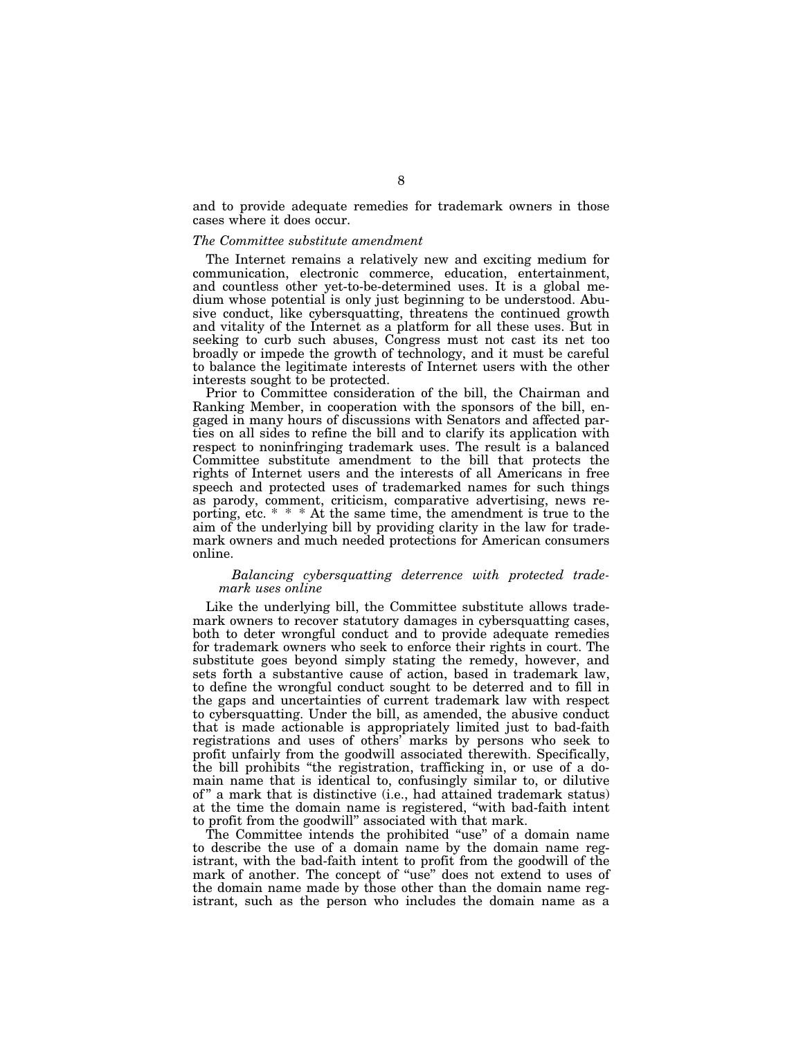and to provide adequate remedies for trademark owners in those cases where it does occur.

### *The Committee substitute amendment*

The Internet remains a relatively new and exciting medium for communication, electronic commerce, education, entertainment, and countless other yet-to-be-determined uses. It is a global medium whose potential is only just beginning to be understood. Abusive conduct, like cybersquatting, threatens the continued growth and vitality of the Internet as a platform for all these uses. But in seeking to curb such abuses, Congress must not cast its net too broadly or impede the growth of technology, and it must be careful to balance the legitimate interests of Internet users with the other interests sought to be protected.

Prior to Committee consideration of the bill, the Chairman and Ranking Member, in cooperation with the sponsors of the bill, engaged in many hours of discussions with Senators and affected parties on all sides to refine the bill and to clarify its application with respect to noninfringing trademark uses. The result is a balanced Committee substitute amendment to the bill that protects the rights of Internet users and the interests of all Americans in free speech and protected uses of trademarked names for such things as parody, comment, criticism, comparative advertising, news reporting, etc. * * * At the same time, the amendment is true to the aim of the underlying bill by providing clarity in the law for trademark owners and much needed protections for American consumers online.

#### *Balancing cybersquatting deterrence with protected trademark uses online*

Like the underlying bill, the Committee substitute allows trademark owners to recover statutory damages in cybersquatting cases, both to deter wrongful conduct and to provide adequate remedies for trademark owners who seek to enforce their rights in court. The substitute goes beyond simply stating the remedy, however, and sets forth a substantive cause of action, based in trademark law, to define the wrongful conduct sought to be deterred and to fill in the gaps and uncertainties of current trademark law with respect to cybersquatting. Under the bill, as amended, the abusive conduct that is made actionable is appropriately limited just to bad-faith registrations and uses of others' marks by persons who seek to profit unfairly from the goodwill associated therewith. Specifically, the bill prohibits "the registration, trafficking in, or use of a domain name that is identical to, confusingly similar to, or dilutive of" a mark that is distinctive (i.e., had attained trademark status) at the time the domain name is registered, "with bad-faith intent to profit from the goodwill" associated with that mark.

The Committee intends the prohibited "use" of a domain name to describe the use of a domain name by the domain name registrant, with the bad-faith intent to profit from the goodwill of the mark of another. The concept of "use" does not extend to uses of the domain name made by those other than the domain name registrant, such as the person who includes the domain name as a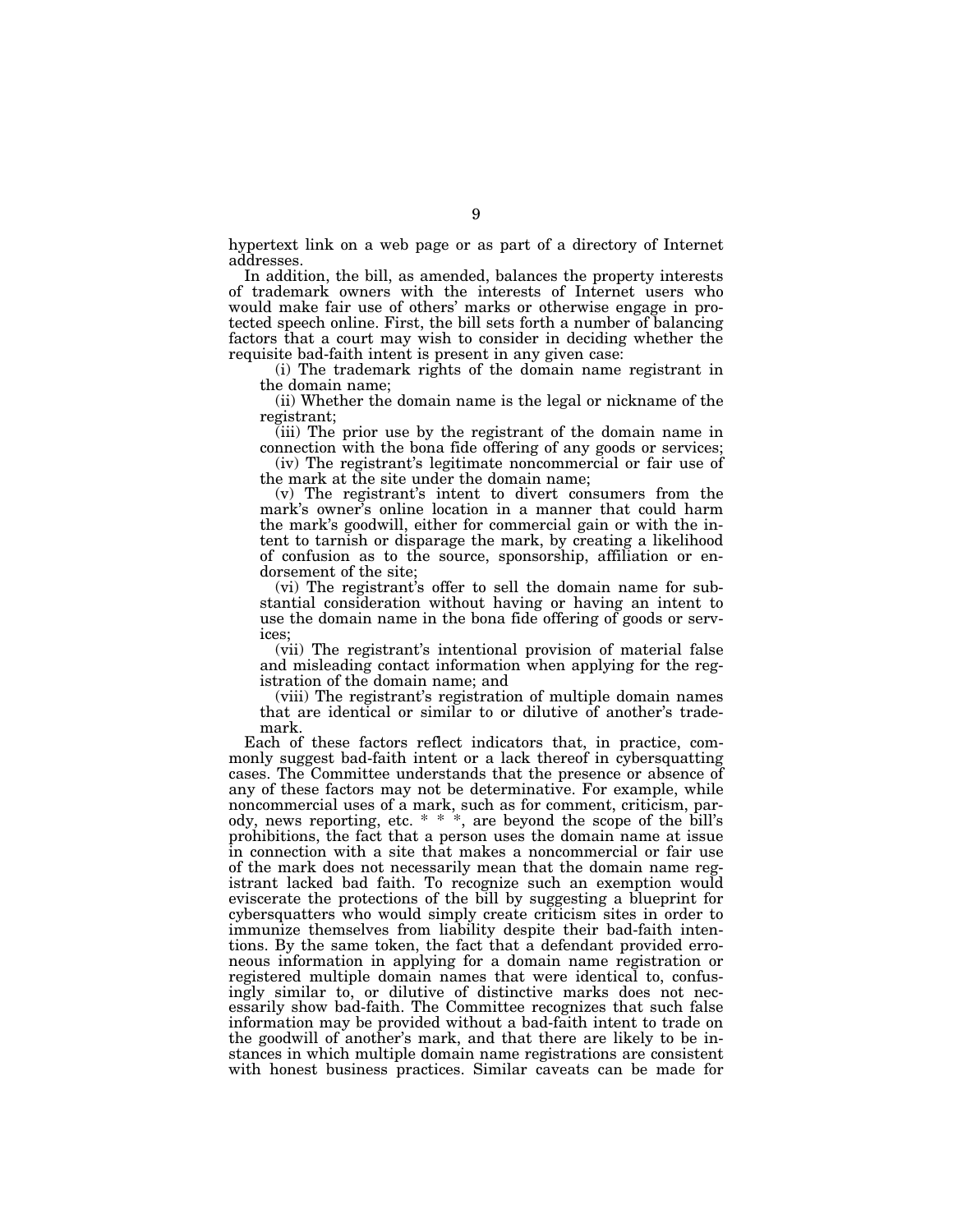hypertext link on a web page or as part of a directory of Internet addresses.

In addition, the bill, as amended, balances the property interests of trademark owners with the interests of Internet users who would make fair use of others' marks or otherwise engage in protected speech online. First, the bill sets forth a number of balancing factors that a court may wish to consider in deciding whether the requisite bad-faith intent is present in any given case:

(i) The trademark rights of the domain name registrant in the domain name;

(ii) Whether the domain name is the legal or nickname of the registrant;

(iii) The prior use by the registrant of the domain name in connection with the bona fide offering of any goods or services;

(iv) The registrant's legitimate noncommercial or fair use of the mark at the site under the domain name;

(v) The registrant's intent to divert consumers from the mark's owner's online location in a manner that could harm the mark's goodwill, either for commercial gain or with the intent to tarnish or disparage the mark, by creating a likelihood of confusion as to the source, sponsorship, affiliation or endorsement of the site;

(vi) The registrant's offer to sell the domain name for substantial consideration without having or having an intent to use the domain name in the bona fide offering of goods or services;

(vii) The registrant's intentional provision of material false and misleading contact information when applying for the registration of the domain name; and

(viii) The registrant's registration of multiple domain names that are identical or similar to or dilutive of another's trademark.

Each of these factors reflect indicators that, in practice, commonly suggest bad-faith intent or a lack thereof in cybersquatting cases. The Committee understands that the presence or absence of any of these factors may not be determinative. For example, while noncommercial uses of a mark, such as for comment, criticism, parody, news reporting, etc. * * *, are beyond the scope of the bill's prohibitions, the fact that a person uses the domain name at issue in connection with a site that makes a noncommercial or fair use of the mark does not necessarily mean that the domain name registrant lacked bad faith. To recognize such an exemption would eviscerate the protections of the bill by suggesting a blueprint for cybersquatters who would simply create criticism sites in order to immunize themselves from liability despite their bad-faith intentions. By the same token, the fact that a defendant provided erroneous information in applying for a domain name registration or registered multiple domain names that were identical to, confusingly similar to, or dilutive of distinctive marks does not necessarily show bad-faith. The Committee recognizes that such false information may be provided without a bad-faith intent to trade on the goodwill of another's mark, and that there are likely to be instances in which multiple domain name registrations are consistent with honest business practices. Similar caveats can be made for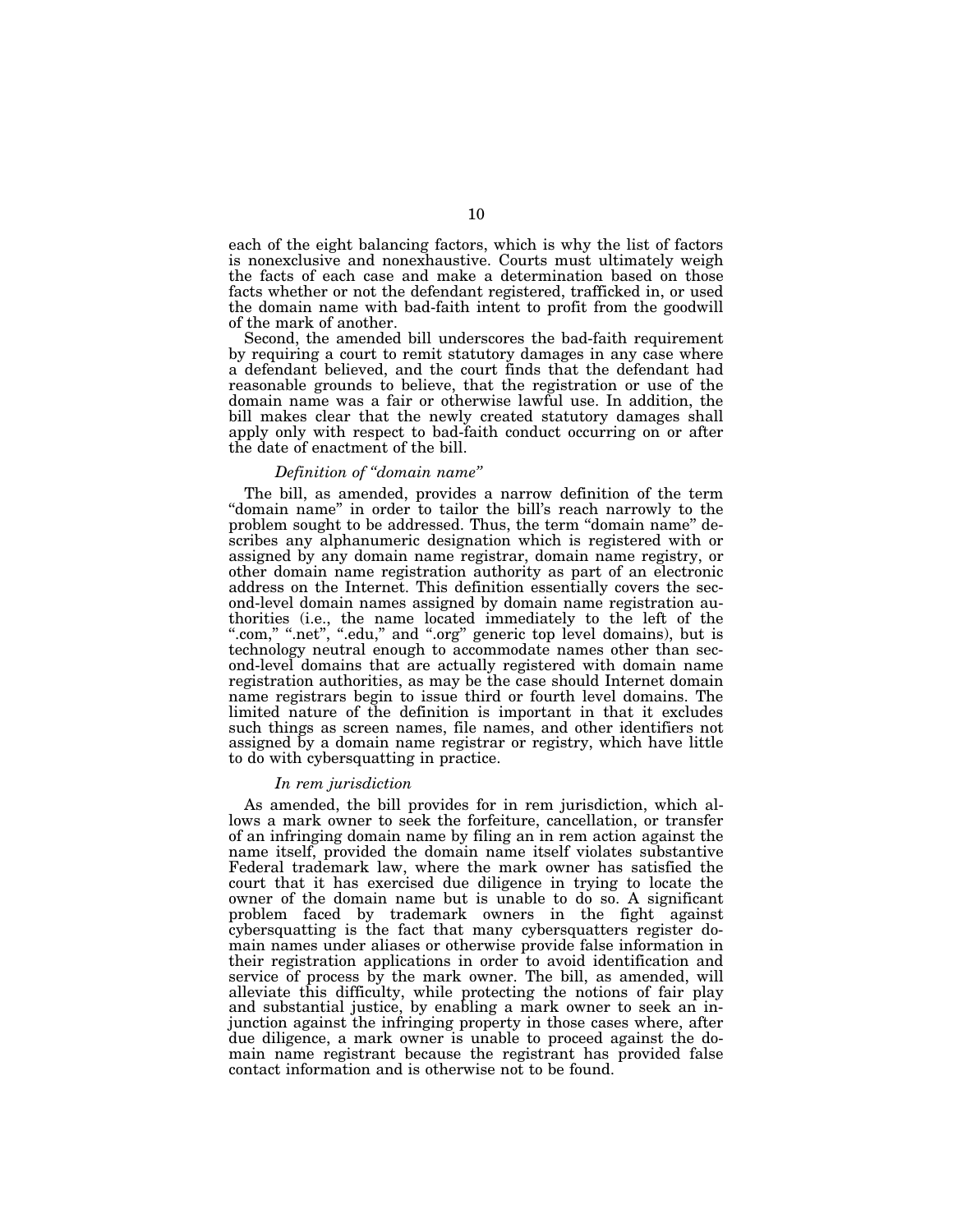each of the eight balancing factors, which is why the list of factors is nonexclusive and nonexhaustive. Courts must ultimately weigh the facts of each case and make a determination based on those facts whether or not the defendant registered, trafficked in, or used the domain name with bad-faith intent to profit from the goodwill of the mark of another.

Second, the amended bill underscores the bad-faith requirement by requiring a court to remit statutory damages in any case where a defendant believed, and the court finds that the defendant had reasonable grounds to believe, that the registration or use of the domain name was a fair or otherwise lawful use. In addition, the bill makes clear that the newly created statutory damages shall apply only with respect to bad-faith conduct occurring on or after the date of enactment of the bill.

*Definition of "domain name"*

The bill, as amended, provides a narrow definition of the term "domain name" in order to tailor the bill's reach narrowly to the problem sought to be addressed. Thus, the term "domain name" describes any alphanumeric designation which is registered with or assigned by any domain name registrar, domain name registry, or other domain name registration authority as part of an electronic address on the Internet. This definition essentially covers the second-level domain names assigned by domain name registration authorities (i.e., the name located immediately to the left of the ".com," ".net", ".edu," and ".org" generic top level domains), but is technology neutral enough to accommodate names other than second-level domains that are actually registered with domain name registration authorities, as may be the case should Internet domain name registrars begin to issue third or fourth level domains. The limited nature of the definition is important in that it excludes such things as screen names, file names, and other identifiers not assigned by a domain name registrar or registry, which have little to do with cybersquatting in practice.

*In rem jurisdiction*

As amended, the bill provides for in rem jurisdiction, which allows a mark owner to seek the forfeiture, cancellation, or transfer of an infringing domain name by filing an in rem action against the name itself, provided the domain name itself violates substantive Federal trademark law, where the mark owner has satisfied the court that it has exercised due diligence in trying to locate the owner of the domain name but is unable to do so. A significant problem faced by trademark owners in the fight against cybersquatting is the fact that many cybersquatters register domain names under aliases or otherwise provide false information in their registration applications in order to avoid identification and service of process by the mark owner. The bill, as amended, will alleviate this difficulty, while protecting the notions of fair play and substantial justice, by enabling a mark owner to seek an injunction against the infringing property in those cases where, after due diligence, a mark owner is unable to proceed against the domain name registrant because the registrant has provided false contact information and is otherwise not to be found.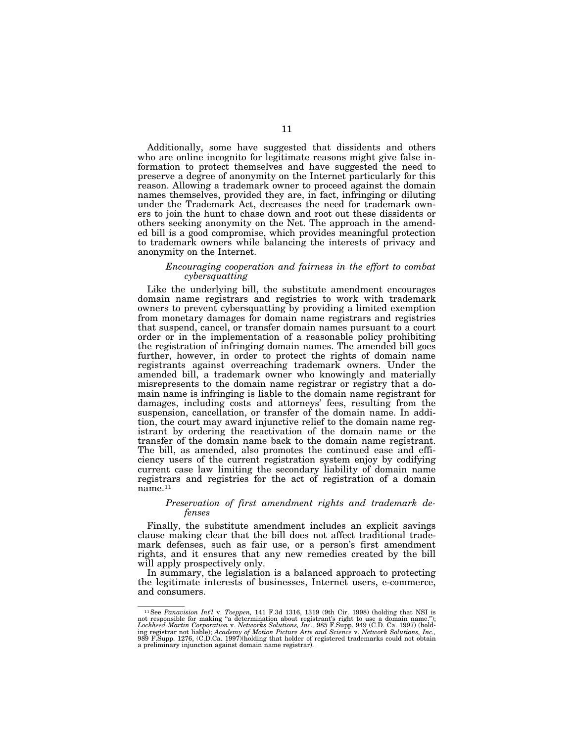Additionally, some have suggested that dissidents and others who are online incognito for legitimate reasons might give false information to protect themselves and have suggested the need to preserve a degree of anonymity on the Internet particularly for this reason. Allowing a trademark owner to proceed against the domain names themselves, provided they are, in fact, infringing or diluting under the Trademark Act, decreases the need for trademark owners to join the hunt to chase down and root out these dissidents or others seeking anonymity on the Net. The approach in the amended bill is a good compromise, which provides meaningful protection to trademark owners while balancing the interests of privacy and anonymity on the Internet.

### *Encouraging cooperation and fairness in the effort to combat cybersquatting*

Like the underlying bill, the substitute amendment encourages domain name registrars and registries to work with trademark owners to prevent cybersquatting by providing a limited exemption from monetary damages for domain name registrars and registries that suspend, cancel, or transfer domain names pursuant to a court order or in the implementation of a reasonable policy prohibiting the registration of infringing domain names. The amended bill goes further, however, in order to protect the rights of domain name registrants against overreaching trademark owners. Under the amended bill, a trademark owner who knowingly and materially misrepresents to the domain name registrar or registry that a domain name is infringing is liable to the domain name registrant for damages, including costs and attorneys' fees, resulting from the suspension, cancellation, or transfer of the domain name. In addition, the court may award injunctive relief to the domain name registrant by ordering the reactivation of the domain name or the transfer of the domain name back to the domain name registrant. The bill, as amended, also promotes the continued ease and efficiency users of the current registration system enjoy by codifying current case law limiting the secondary liability of domain name registrars and registries for the act of registration of a domain name.[11]

### *Preservation of first amendment rights and trademark defenses*

Finally, the substitute amendment includes an explicit savings clause making clear that the bill does not affect traditional trademark defenses, such as fair use, or a person's first amendment rights, and it ensures that any new remedies created by the bill will apply prospectively only.

In summary, the legislation is a balanced approach to protecting the legitimate interests of businesses, Internet users, e-commerce, and consumers.

---

[11] See *Panavision Int'l* v. *Toeppen,* 141 F.3d 1316, 1319 (9th Cir. 1998) (holding that NSI is not responsible for making "a determination about registrant's right to use a domain name."); *Lockheed Martin Corporation* v. *Networks Solutions, Inc.,* 985 F.Supp. 949 (C.D. Ca. 1997) (holding registrar not liable); *Academy of Motion Picture Arts and Science* v. *Network Solutions, Inc.,* 989 F.Supp. 1276, (C.D.Ca. 1997)(holding that holder of registered trademarks could not obtain a preliminary injunction against domain name registrar).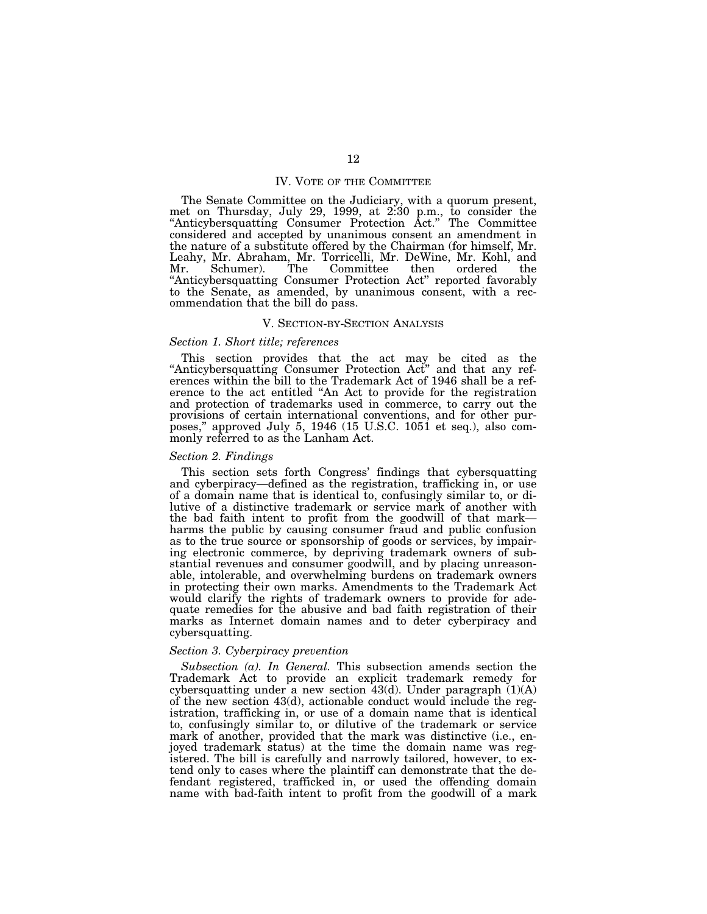## IV. VOTE OF THE COMMITTEE

The Senate Committee on the Judiciary, with a quorum present, met on Thursday, July 29, 1999, at 2:30 p.m., to consider the "Anticybersquatting Consumer Protection Act." The Committee considered and accepted by unanimous consent an amendment in the nature of a substitute offered by the Chairman (for himself, Mr. Leahy, Mr. Abraham, Mr. Torricelli, Mr. DeWine, Mr. Kohl, and Mr. Schumer). The Committee then ordered the "Anticybersquatting Consumer Protection Act" reported favorably to the Senate, as amended, by unanimous consent, with a recommendation that the bill do pass.

## V. SECTION-BY-SECTION ANALYSIS

### *Section 1. Short title; references*

This section provides that the act may be cited as the "Anticybersquatting Consumer Protection Act" and that any references within the bill to the Trademark Act of 1946 shall be a reference to the act entitled "An Act to provide for the registration and protection of trademarks used in commerce, to carry out the provisions of certain international conventions, and for other purposes," approved July 5, 1946 (15 U.S.C. 1051 et seq.), also commonly referred to as the Lanham Act.

### *Section 2. Findings*

This section sets forth Congress' findings that cybersquatting and cyberpiracy—defined as the registration, trafficking in, or use of a domain name that is identical to, confusingly similar to, or dilutive of a distinctive trademark or service mark of another with the bad faith intent to profit from the goodwill of that mark—harms the public by causing consumer fraud and public confusion as to the true source or sponsorship of goods or services, by impairing electronic commerce, by depriving trademark owners of substantial revenues and consumer goodwill, and by placing unreasonable, intolerable, and overwhelming burdens on trademark owners in protecting their own marks. Amendments to the Trademark Act would clarify the rights of trademark owners to provide for adequate remedies for the abusive and bad faith registration of their marks as Internet domain names and to deter cyberpiracy and cybersquatting.

### *Section 3. Cyberpiracy prevention*

*Subsection (a). In General.* This subsection amends section the Trademark Act to provide an explicit trademark remedy for cybersquatting under a new section 43(d). Under paragraph (1)(A) of the new section 43(d), actionable conduct would include the registration, trafficking in, or use of a domain name that is identical to, confusingly similar to, or dilutive of the trademark or service mark of another, provided that the mark was distinctive (i.e., enjoyed trademark status) at the time the domain name was registered. The bill is carefully and narrowly tailored, however, to extend only to cases where the plaintiff can demonstrate that the defendant registered, trafficked in, or used the offending domain name with bad-faith intent to profit from the goodwill of a mark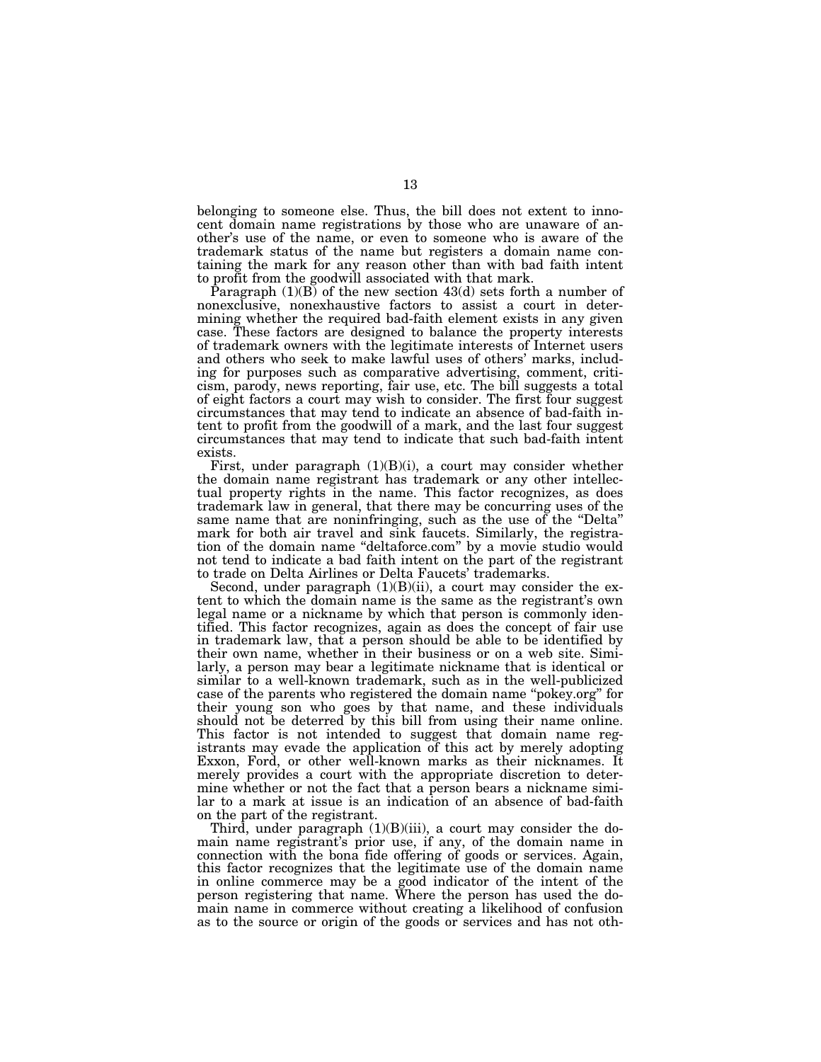belonging to someone else. Thus, the bill does not extent to innocent domain name registrations by those who are unaware of another's use of the name, or even to someone who is aware of the trademark status of the name but registers a domain name containing the mark for any reason other than with bad faith intent to profit from the goodwill associated with that mark.

Paragraph (1)(B) of the new section 43(d) sets forth a number of nonexclusive, nonexhaustive factors to assist a court in determining whether the required bad-faith element exists in any given case. These factors are designed to balance the property interests of trademark owners with the legitimate interests of Internet users and others who seek to make lawful uses of others' marks, including for purposes such as comparative advertising, comment, criticism, parody, news reporting, fair use, etc. The bill suggests a total of eight factors a court may wish to consider. The first four suggest circumstances that may tend to indicate an absence of bad-faith intent to profit from the goodwill of a mark, and the last four suggest circumstances that may tend to indicate that such bad-faith intent exists.

First, under paragraph (1)(B)(i), a court may consider whether the domain name registrant has trademark or any other intellectual property rights in the name. This factor recognizes, as does trademark law in general, that there may be concurring uses of the same name that are noninfringing, such as the use of the "Delta" mark for both air travel and sink faucets. Similarly, the registration of the domain name "deltaforce.com" by a movie studio would not tend to indicate a bad faith intent on the part of the registrant to trade on Delta Airlines or Delta Faucets' trademarks.

Second, under paragraph (1)(B)(ii), a court may consider the extent to which the domain name is the same as the registrant's own legal name or a nickname by which that person is commonly identified. This factor recognizes, again as does the concept of fair use in trademark law, that a person should be able to be identified by their own name, whether in their business or on a web site. Similarly, a person may bear a legitimate nickname that is identical or similar to a well-known trademark, such as in the well-publicized case of the parents who registered the domain name "pokey.org" for their young son who goes by that name, and these individuals should not be deterred by this bill from using their name online. This factor is not intended to suggest that domain name registrants may evade the application of this act by merely adopting Exxon, Ford, or other well-known marks as their nicknames. It merely provides a court with the appropriate discretion to determine whether or not the fact that a person bears a nickname similar to a mark at issue is an indication of an absence of bad-faith on the part of the registrant.

Third, under paragraph (1)(B)(iii), a court may consider the domain name registrant's prior use, if any, of the domain name in connection with the bona fide offering of goods or services. Again, this factor recognizes that the legitimate use of the domain name in online commerce may be a good indicator of the intent of the person registering that name. Where the person has used the domain name in commerce without creating a likelihood of confusion as to the source or origin of the goods or services and has not oth-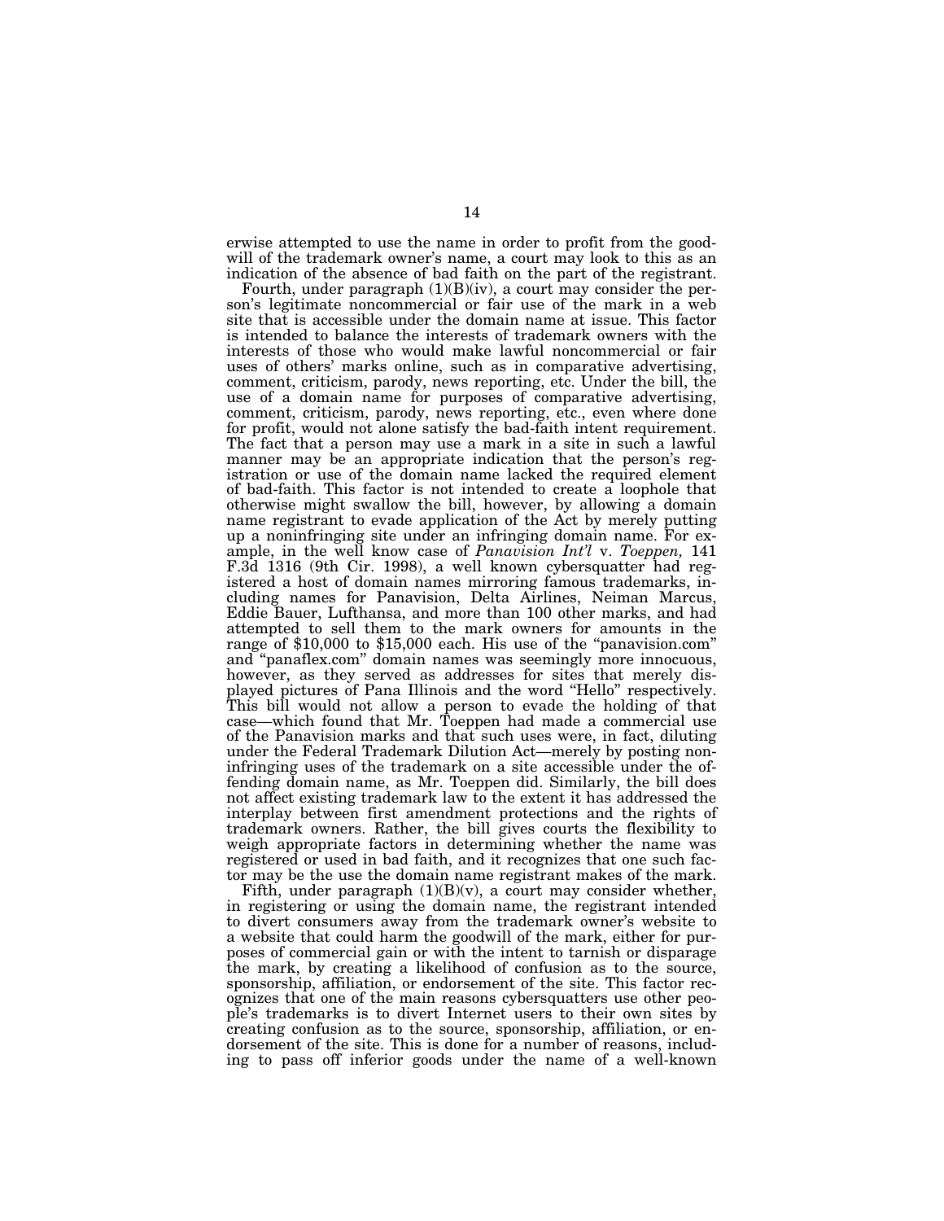erwise attempted to use the name in order to profit from the goodwill of the trademark owner's name, a court may look to this as an indication of the absence of bad faith on the part of the registrant.

Fourth, under paragraph (1)(B)(iv), a court may consider the person's legitimate noncommercial or fair use of the mark in a web site that is accessible under the domain name at issue. This factor is intended to balance the interests of trademark owners with the interests of those who would make lawful noncommercial or fair uses of others' marks online, such as in comparative advertising, comment, criticism, parody, news reporting, etc. Under the bill, the use of a domain name for purposes of comparative advertising, comment, criticism, parody, news reporting, etc., even where done for profit, would not alone satisfy the bad-faith intent requirement. The fact that a person may use a mark in a site in such a lawful manner may be an appropriate indication that the person's registration or use of the domain name lacked the required element of bad-faith. This factor is not intended to create a loophole that otherwise might swallow the bill, however, by allowing a domain name registrant to evade application of the Act by merely putting up a noninfringing site under an infringing domain name. For example, in the well know case of *Panavision Int'l* v. *Toeppen,* 141 F.3d 1316 (9th Cir. 1998), a well known cybersquatter had registered a host of domain names mirroring famous trademarks, including names for Panavision, Delta Airlines, Neiman Marcus, Eddie Bauer, Lufthansa, and more than 100 other marks, and had attempted to sell them to the mark owners for amounts in the range of $10,000 to $15,000 each. His use of the "panavision.com" and "panaflex.com" domain names was seemingly more innocuous, however, as they served as addresses for sites that merely displayed pictures of Pana Illinois and the word "Hello" respectively. This bill would not allow a person to evade the holding of that case—which found that Mr. Toeppen had made a commercial use of the Panavision marks and that such uses were, in fact, diluting under the Federal Trademark Dilution Act—merely by posting noninfringing uses of the trademark on a site accessible under the offending domain name, as Mr. Toeppen did. Similarly, the bill does not affect existing trademark law to the extent it has addressed the interplay between first amendment protections and the rights of trademark owners. Rather, the bill gives courts the flexibility to weigh appropriate factors in determining whether the name was registered or used in bad faith, and it recognizes that one such factor may be the use the domain name registrant makes of the mark.

Fifth, under paragraph (1)(B)(v), a court may consider whether, in registering or using the domain name, the registrant intended to divert consumers away from the trademark owner's website to a website that could harm the goodwill of the mark, either for purposes of commercial gain or with the intent to tarnish or disparage the mark, by creating a likelihood of confusion as to the source, sponsorship, affiliation, or endorsement of the site. This factor recognizes that one of the main reasons cybersquatters use other people's trademarks is to divert Internet users to their own sites by creating confusion as to the source, sponsorship, affiliation, or endorsement of the site. This is done for a number of reasons, including to pass off inferior goods under the name of a well-known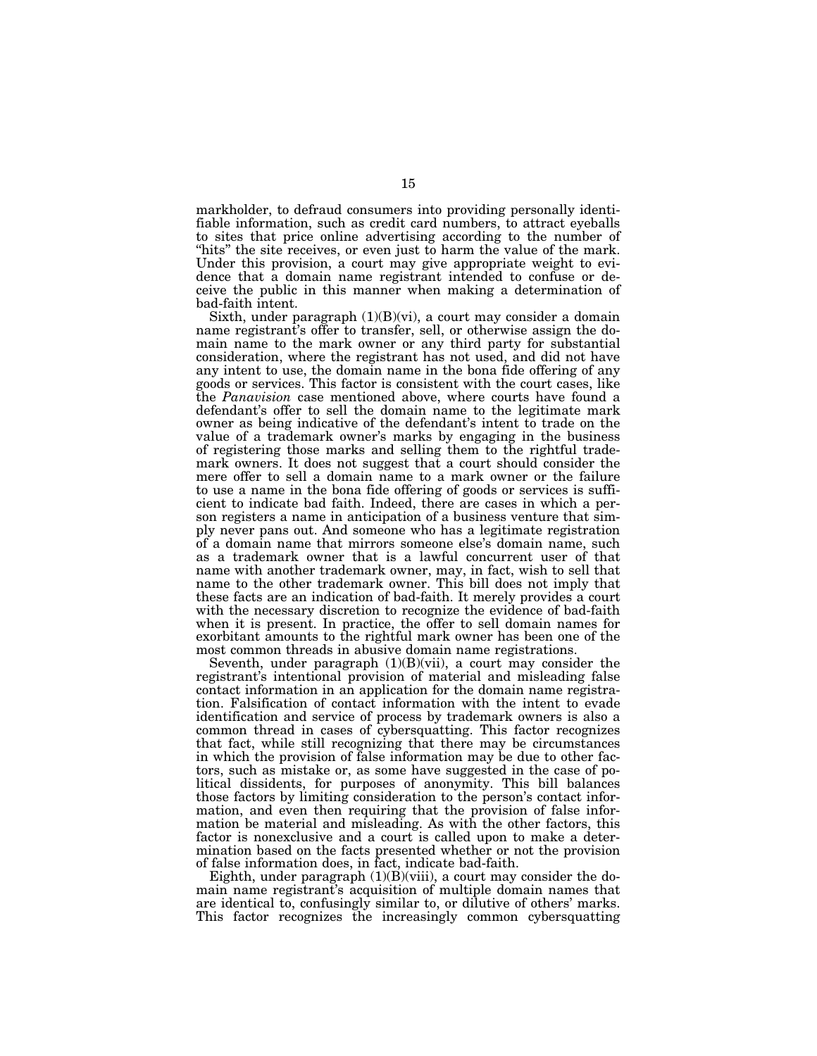markholder, to defraud consumers into providing personally identifiable information, such as credit card numbers, to attract eyeballs to sites that price online advertising according to the number of "hits" the site receives, or even just to harm the value of the mark. Under this provision, a court may give appropriate weight to evidence that a domain name registrant intended to confuse or deceive the public in this manner when making a determination of bad-faith intent.

Sixth, under paragraph (1)(B)(vi), a court may consider a domain name registrant's offer to transfer, sell, or otherwise assign the domain name to the mark owner or any third party for substantial consideration, where the registrant has not used, and did not have any intent to use, the domain name in the bona fide offering of any goods or services. This factor is consistent with the court cases, like the *Panavision* case mentioned above, where courts have found a defendant's offer to sell the domain name to the legitimate mark owner as being indicative of the defendant's intent to trade on the value of a trademark owner's marks by engaging in the business of registering those marks and selling them to the rightful trademark owners. It does not suggest that a court should consider the mere offer to sell a domain name to a mark owner or the failure to use a name in the bona fide offering of goods or services is sufficient to indicate bad faith. Indeed, there are cases in which a person registers a name in anticipation of a business venture that simply never pans out. And someone who has a legitimate registration of a domain name that mirrors someone else's domain name, such as a trademark owner that is a lawful concurrent user of that name with another trademark owner, may, in fact, wish to sell that name to the other trademark owner. This bill does not imply that these facts are an indication of bad-faith. It merely provides a court with the necessary discretion to recognize the evidence of bad-faith when it is present. In practice, the offer to sell domain names for exorbitant amounts to the rightful mark owner has been one of the most common threads in abusive domain name registrations.

Seventh, under paragraph (1)(B)(vii), a court may consider the registrant's intentional provision of material and misleading false contact information in an application for the domain name registration. Falsification of contact information with the intent to evade identification and service of process by trademark owners is also a common thread in cases of cybersquatting. This factor recognizes that fact, while still recognizing that there may be circumstances in which the provision of false information may be due to other factors, such as mistake or, as some have suggested in the case of political dissidents, for purposes of anonymity. This bill balances those factors by limiting consideration to the person's contact information, and even then requiring that the provision of false information be material and misleading. As with the other factors, this factor is nonexclusive and a court is called upon to make a determination based on the facts presented whether or not the provision of false information does, in fact, indicate bad-faith.

Eighth, under paragraph (1)(B)(viii), a court may consider the domain name registrant's acquisition of multiple domain names that are identical to, confusingly similar to, or dilutive of others' marks. This factor recognizes the increasingly common cybersquatting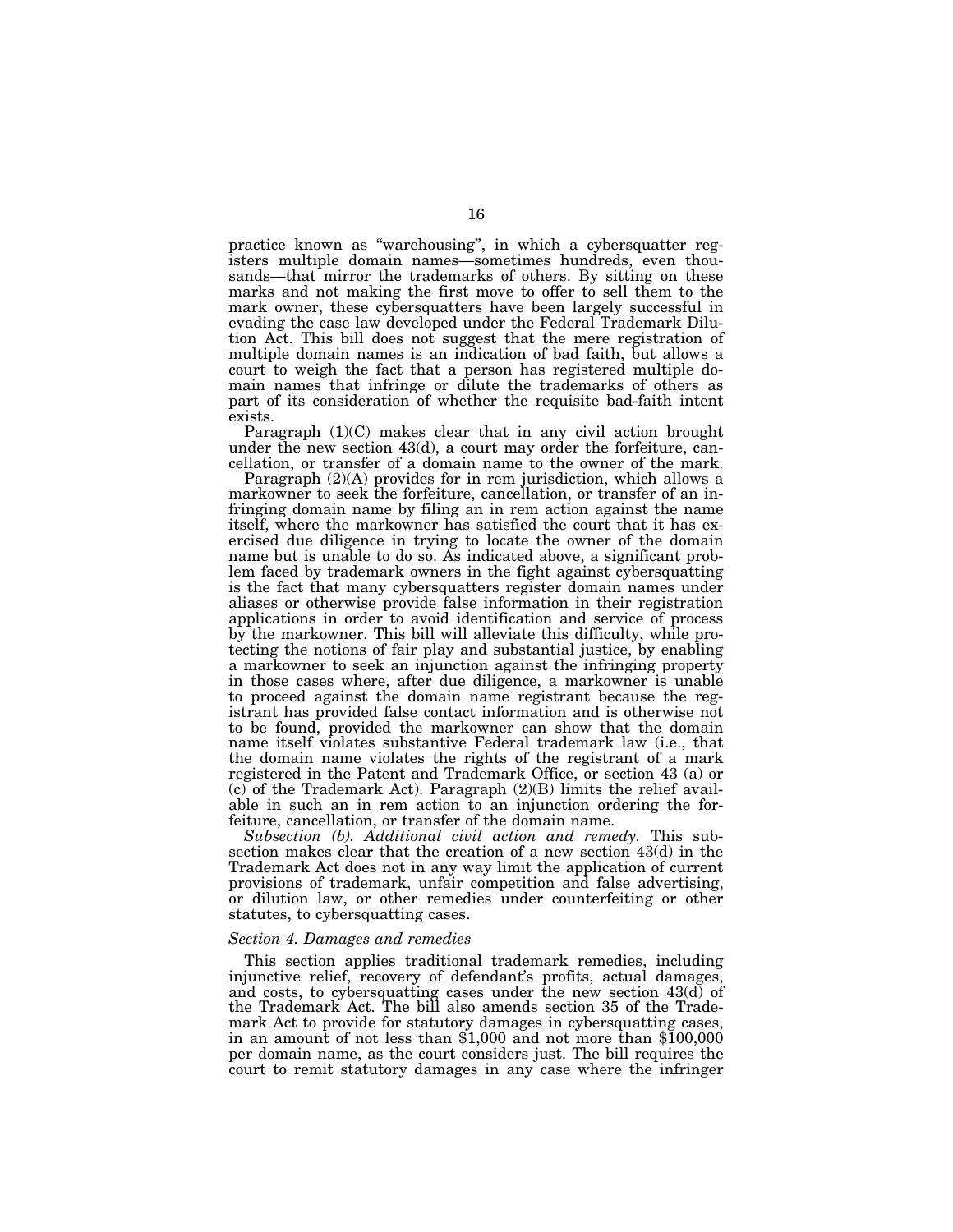practice known as "warehousing", in which a cybersquatter registers multiple domain names—sometimes hundreds, even thousands—that mirror the trademarks of others. By sitting on these marks and not making the first move to offer to sell them to the mark owner, these cybersquatters have been largely successful in evading the case law developed under the Federal Trademark Dilution Act. This bill does not suggest that the mere registration of multiple domain names is an indication of bad faith, but allows a court to weigh the fact that a person has registered multiple domain names that infringe or dilute the trademarks of others as part of its consideration of whether the requisite bad-faith intent exists.

Paragraph (1)(C) makes clear that in any civil action brought under the new section 43(d), a court may order the forfeiture, cancellation, or transfer of a domain name to the owner of the mark.

Paragraph (2)(A) provides for in rem jurisdiction, which allows a markowner to seek the forfeiture, cancellation, or transfer of an infringing domain name by filing an in rem action against the name itself, where the markowner has satisfied the court that it has exercised due diligence in trying to locate the owner of the domain name but is unable to do so. As indicated above, a significant problem faced by trademark owners in the fight against cybersquatting is the fact that many cybersquatters register domain names under aliases or otherwise provide false information in their registration applications in order to avoid identification and service of process by the markowner. This bill will alleviate this difficulty, while protecting the notions of fair play and substantial justice, by enabling a markowner to seek an injunction against the infringing property in those cases where, after due diligence, a markowner is unable to proceed against the domain name registrant because the registrant has provided false contact information and is otherwise not to be found, provided the markowner can show that the domain name itself violates substantive Federal trademark law (i.e., that the domain name violates the rights of the registrant of a mark registered in the Patent and Trademark Office, or section 43 (a) or (c) of the Trademark Act). Paragraph (2)(B) limits the relief available in such an in rem action to an injunction ordering the forfeiture, cancellation, or transfer of the domain name.

*Subsection (b). Additional civil action and remedy.* This subsection makes clear that the creation of a new section 43(d) in the Trademark Act does not in any way limit the application of current provisions of trademark, unfair competition and false advertising, or dilution law, or other remedies under counterfeiting or other statutes, to cybersquatting cases.

### *Section 4. Damages and remedies*

This section applies traditional trademark remedies, including injunctive relief, recovery of defendant's profits, actual damages, and costs, to cybersquatting cases under the new section 43(d) of the Trademark Act. The bill also amends section 35 of the Trademark Act to provide for statutory damages in cybersquatting cases, in an amount of not less than $1,000 and not more than $100,000 per domain name, as the court considers just. The bill requires the court to remit statutory damages in any case where the infringer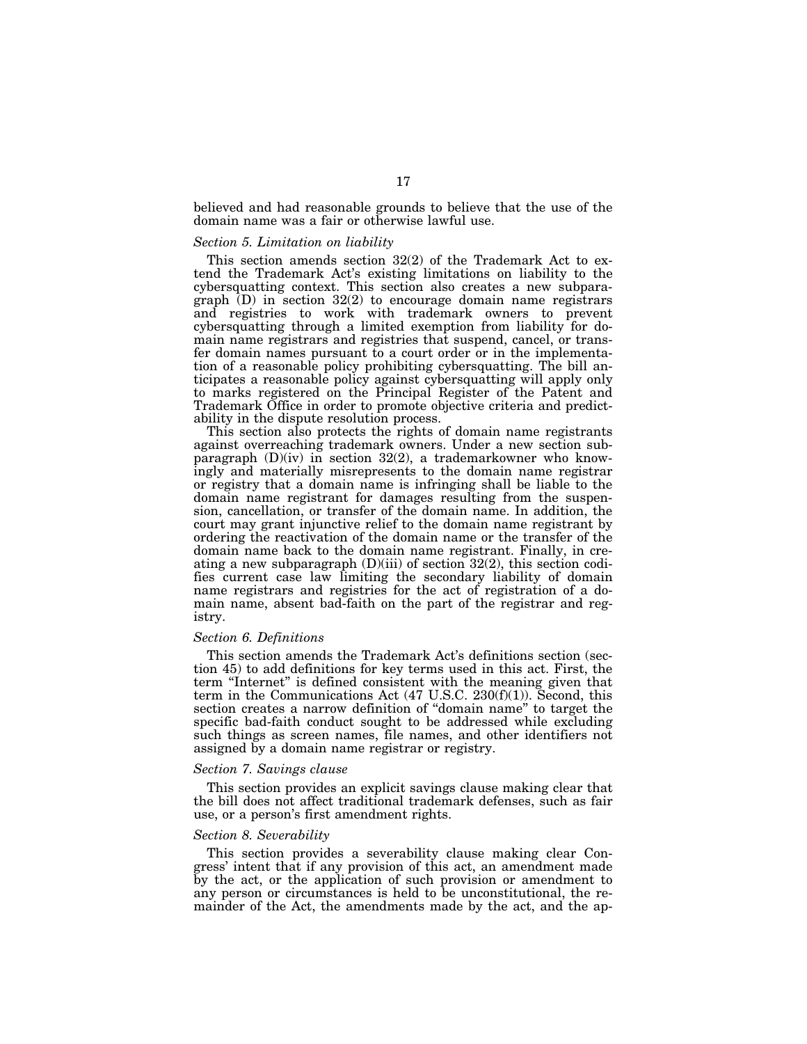believed and had reasonable grounds to believe that the use of the domain name was a fair or otherwise lawful use.

*Section 5. Limitation on liability*

This section amends section 32(2) of the Trademark Act to extend the Trademark Act's existing limitations on liability to the cybersquatting context. This section also creates a new subparagraph (D) in section 32(2) to encourage domain name registrars and registries to work with trademark owners to prevent cybersquatting through a limited exemption from liability for domain name registrars and registries that suspend, cancel, or transfer domain names pursuant to a court order or in the implementation of a reasonable policy prohibiting cybersquatting. The bill anticipates a reasonable policy against cybersquatting will apply only to marks registered on the Principal Register of the Patent and Trademark Office in order to promote objective criteria and predictability in the dispute resolution process.

This section also protects the rights of domain name registrants against overreaching trademark owners. Under a new section subparagraph (D)(iv) in section 32(2), a trademarkowner who knowingly and materially misrepresents to the domain name registrar or registry that a domain name is infringing shall be liable to the domain name registrant for damages resulting from the suspension, cancellation, or transfer of the domain name. In addition, the court may grant injunctive relief to the domain name registrant by ordering the reactivation of the domain name or the transfer of the domain name back to the domain name registrant. Finally, in creating a new subparagraph (D)(iii) of section 32(2), this section codifies current case law limiting the secondary liability of domain name registrars and registries for the act of registration of a domain name, absent bad-faith on the part of the registrar and registry.

*Section 6. Definitions*

This section amends the Trademark Act's definitions section (section 45) to add definitions for key terms used in this act. First, the term "Internet" is defined consistent with the meaning given that term in the Communications Act (47 U.S.C. 230(f)(1)). Second, this section creates a narrow definition of "domain name" to target the specific bad-faith conduct sought to be addressed while excluding such things as screen names, file names, and other identifiers not assigned by a domain name registrar or registry.

*Section 7. Savings clause*

This section provides an explicit savings clause making clear that the bill does not affect traditional trademark defenses, such as fair use, or a person's first amendment rights.

*Section 8. Severability*

This section provides a severability clause making clear Congress' intent that if any provision of this act, an amendment made by the act, or the application of such provision or amendment to any person or circumstances is held to be unconstitutional, the remainder of the Act, the amendments made by the act, and the ap-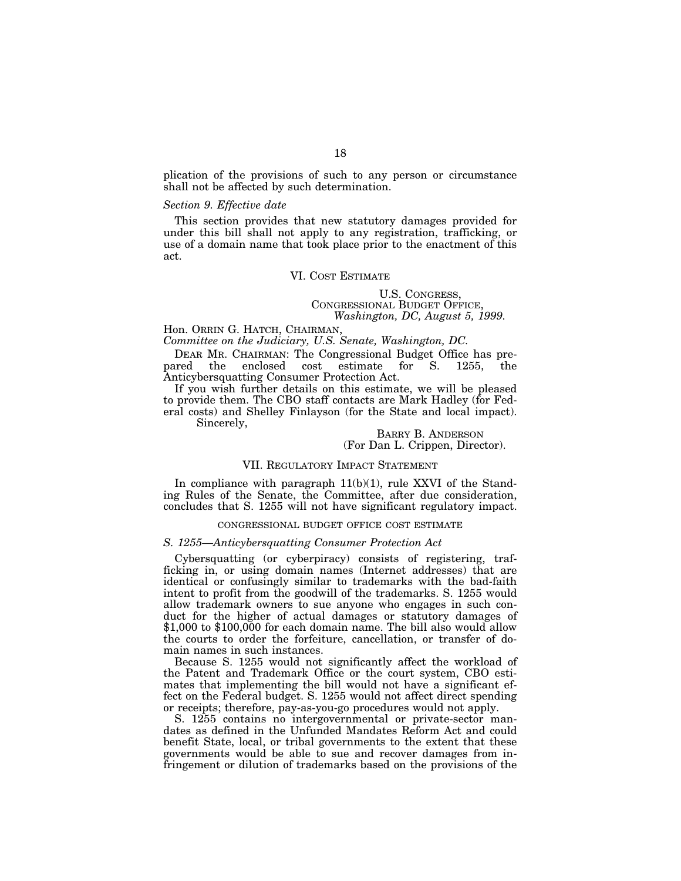plication of the provisions of such to any person or circumstance shall not be affected by such determination.

*Section 9. Effective date*

This section provides that new statutory damages provided for under this bill shall not apply to any registration, trafficking, or use of a domain name that took place prior to the enactment of this act.

## VI. COST ESTIMATE

U.S. CONGRESS,
CONGRESSIONAL BUDGET OFFICE,
*Washington, DC, August 5, 1999.*

Hon. ORRIN G. HATCH, CHAIRMAN,
*Committee on the Judiciary, U.S. Senate, Washington, DC.*

DEAR MR. CHAIRMAN: The Congressional Budget Office has prepared the enclosed cost estimate for S. 1255, the Anticybersquatting Consumer Protection Act.

If you wish further details on this estimate, we will be pleased to provide them. The CBO staff contacts are Mark Hadley (for Federal costs) and Shelley Finlayson (for the State and local impact).

Sincerely,

BARRY B. ANDERSON
(For Dan L. Crippen, Director).

## VII. REGULATORY IMPACT STATEMENT

In compliance with paragraph 11(b)(1), rule XXVI of the Standing Rules of the Senate, the Committee, after due consideration, concludes that S. 1255 will not have significant regulatory impact.

### CONGRESSIONAL BUDGET OFFICE COST ESTIMATE

*S. 1255—Anticybersquatting Consumer Protection Act*

Cybersquatting (or cyberpiracy) consists of registering, trafficking in, or using domain names (Internet addresses) that are identical or confusingly similar to trademarks with the bad-faith intent to profit from the goodwill of the trademarks. S. 1255 would allow trademark owners to sue anyone who engages in such conduct for the higher of actual damages or statutory damages of $1,000 to $100,000 for each domain name. The bill also would allow the courts to order the forfeiture, cancellation, or transfer of domain names in such instances.

Because S. 1255 would not significantly affect the workload of the Patent and Trademark Office or the court system, CBO estimates that implementing the bill would not have a significant effect on the Federal budget. S. 1255 would not affect direct spending or receipts; therefore, pay-as-you-go procedures would not apply.

S. 1255 contains no intergovernmental or private-sector mandates as defined in the Unfunded Mandates Reform Act and could benefit State, local, or tribal governments to the extent that these governments would be able to sue and recover damages from infringement or dilution of trademarks based on the provisions of the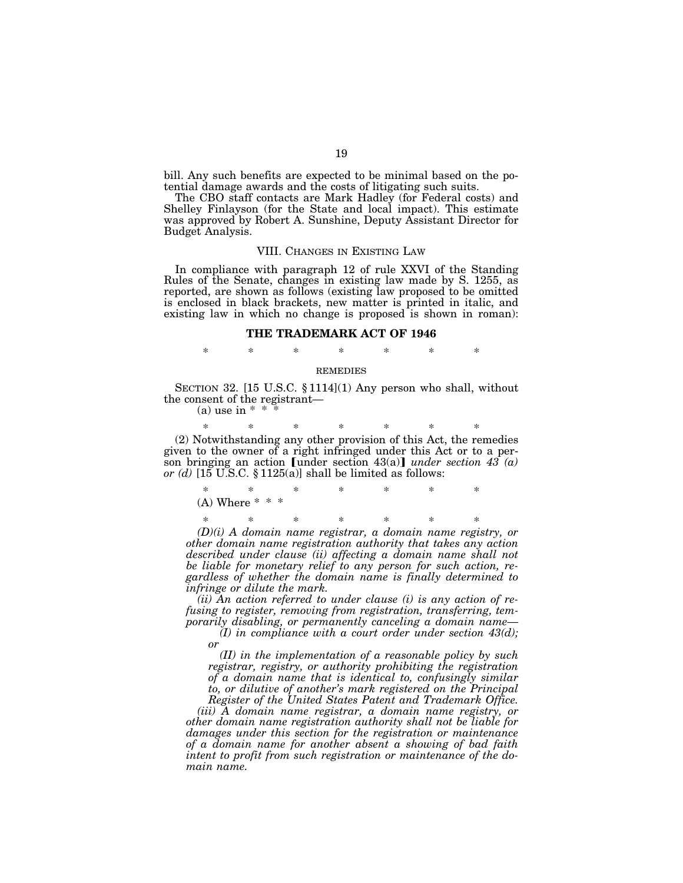bill. Any such benefits are expected to be minimal based on the potential damage awards and the costs of litigating such suits.

The CBO staff contacts are Mark Hadley (for Federal costs) and Shelley Finlayson (for the State and local impact). This estimate was approved by Robert A. Sunshine, Deputy Assistant Director for Budget Analysis.

## VIII. Changes in Existing Law

In compliance with paragraph 12 of rule XXVI of the Standing Rules of the Senate, changes in existing law made by S. 1255, as reported, are shown as follows (existing law proposed to be omitted is enclosed in black brackets, new matter is printed in italic, and existing law in which no change is proposed is shown in roman):

### THE TRADEMARK ACT OF 1946

\* \* \* \* \* \* \*

REMEDIES

SECTION 32. [15 U.S.C. § 1114](1) Any person who shall, without the consent of the registrant—

(a) use in * * *

\* \* \* \* \* \* \*

(2) Notwithstanding any other provision of this Act, the remedies given to the owner of a right infringed under this Act or to a person bringing an action ⟦under section 43(a)⟧ *under section 43 (a) or (d)* [15 U.S.C. § 1125(a)] shall be limited as follows:

\* \* \* \* \* \* \*

(A) Where * * *

\* \* \* \* \* \* \*

*(D)(i) A domain name registrar, a domain name registry, or other domain name registration authority that takes any action described under clause (ii) affecting a domain name shall not be liable for monetary relief to any person for such action, regardless of whether the domain name is finally determined to infringe or dilute the mark.*

*(ii) An action referred to under clause (i) is any action of refusing to register, removing from registration, transferring, temporarily disabling, or permanently canceling a domain name—*

*(I) in compliance with a court order under section 43(d); or*

*(II) in the implementation of a reasonable policy by such registrar, registry, or authority prohibiting the registration of a domain name that is identical to, confusingly similar to, or dilutive of another's mark registered on the Principal Register of the United States Patent and Trademark Office.*

*(iii) A domain name registrar, a domain name registry, or other domain name registration authority shall not be liable for damages under this section for the registration or maintenance of a domain name for another absent a showing of bad faith intent to profit from such registration or maintenance of the domain name.*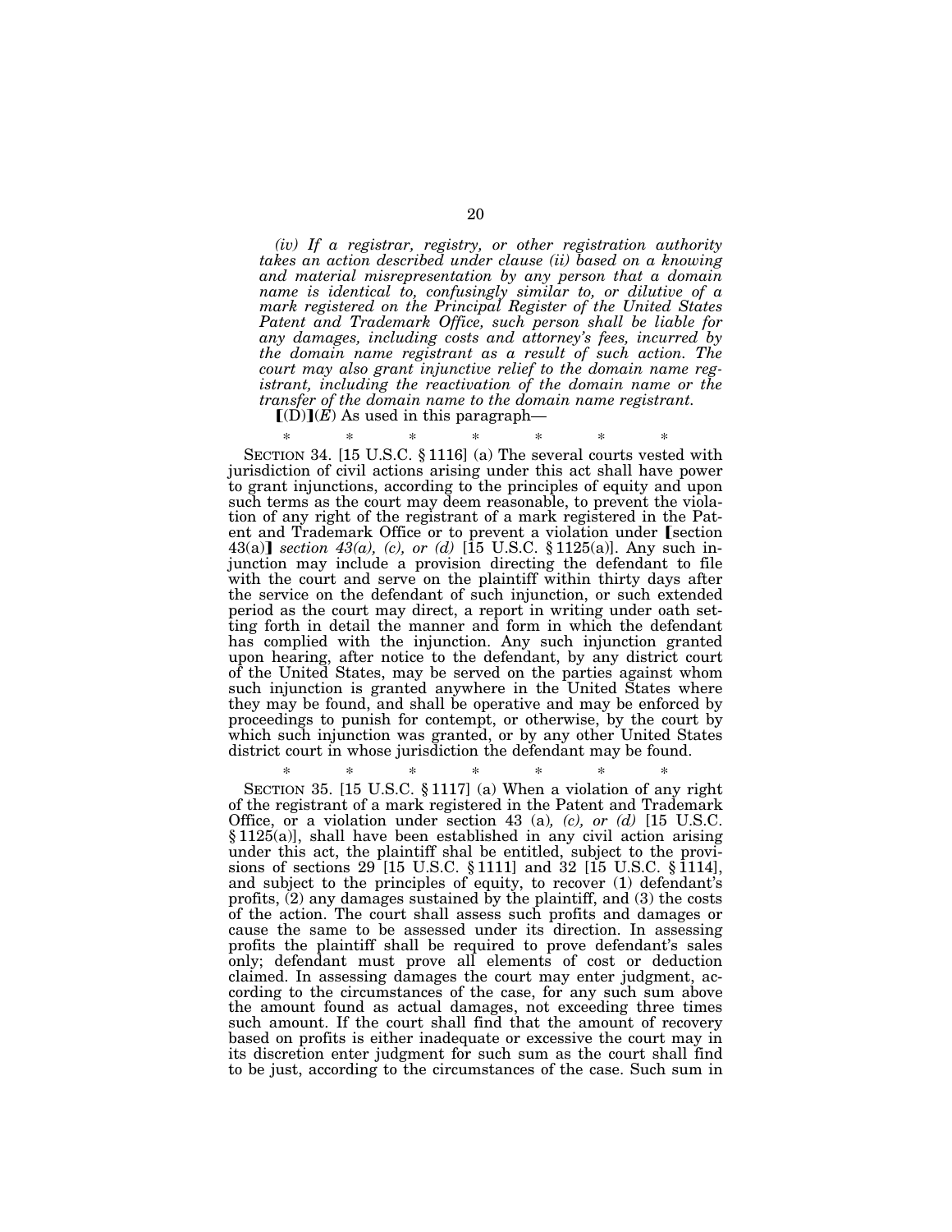*(iv) If a registrar, registry, or other registration authority takes an action described under clause (ii) based on a knowing and material misrepresentation by any person that a domain name is identical to, confusingly similar to, or dilutive of a mark registered on the Principal Register of the United States Patent and Trademark Office, such person shall be liable for any damages, including costs and attorney's fees, incurred by the domain name registrant as a result of such action. The court may also grant injunctive relief to the domain name registrant, including the reactivation of the domain name or the transfer of the domain name to the domain name registrant.*

【(D)】*(E)* As used in this paragraph—

\* \* \* \* \* \* \*

SECTION 34. [15 U.S.C. § 1116] (a) The several courts vested with jurisdiction of civil actions arising under this act shall have power to grant injunctions, according to the principles of equity and upon such terms as the court may deem reasonable, to prevent the violation of any right of the registrant of a mark registered in the Patent and Trademark Office or to prevent a violation under 【section 43(a)】 *section 43(a), (c), or (d)* [15 U.S.C. § 1125(a)]. Any such injunction may include a provision directing the defendant to file with the court and serve on the plaintiff within thirty days after the service on the defendant of such injunction, or such extended period as the court may direct, a report in writing under oath setting forth in detail the manner and form in which the defendant has complied with the injunction. Any such injunction granted upon hearing, after notice to the defendant, by any district court of the United States, may be served on the parties against whom such injunction is granted anywhere in the United States where they may be found, and shall be operative and may be enforced by proceedings to punish for contempt, or otherwise, by the court by which such injunction was granted, or by any other United States district court in whose jurisdiction the defendant may be found.

\* \* \* \* \* \* \*

SECTION 35. [15 U.S.C. § 1117] (a) When a violation of any right of the registrant of a mark registered in the Patent and Trademark Office, or a violation under section 43 (a)*, (c), or (d)* [15 U.S.C. § 1125(a)], shall have been established in any civil action arising under this act, the plaintiff shal be entitled, subject to the provisions of sections 29 [15 U.S.C. § 1111] and 32 [15 U.S.C. § 1114], and subject to the principles of equity, to recover (1) defendant's profits, (2) any damages sustained by the plaintiff, and (3) the costs of the action. The court shall assess such profits and damages or cause the same to be assessed under its direction. In assessing profits the plaintiff shall be required to prove defendant's sales only; defendant must prove all elements of cost or deduction claimed. In assessing damages the court may enter judgment, according to the circumstances of the case, for any such sum above the amount found as actual damages, not exceeding three times such amount. If the court shall find that the amount of recovery based on profits is either inadequate or excessive the court may in its discretion enter judgment for such sum as the court shall find to be just, according to the circumstances of the case. Such sum in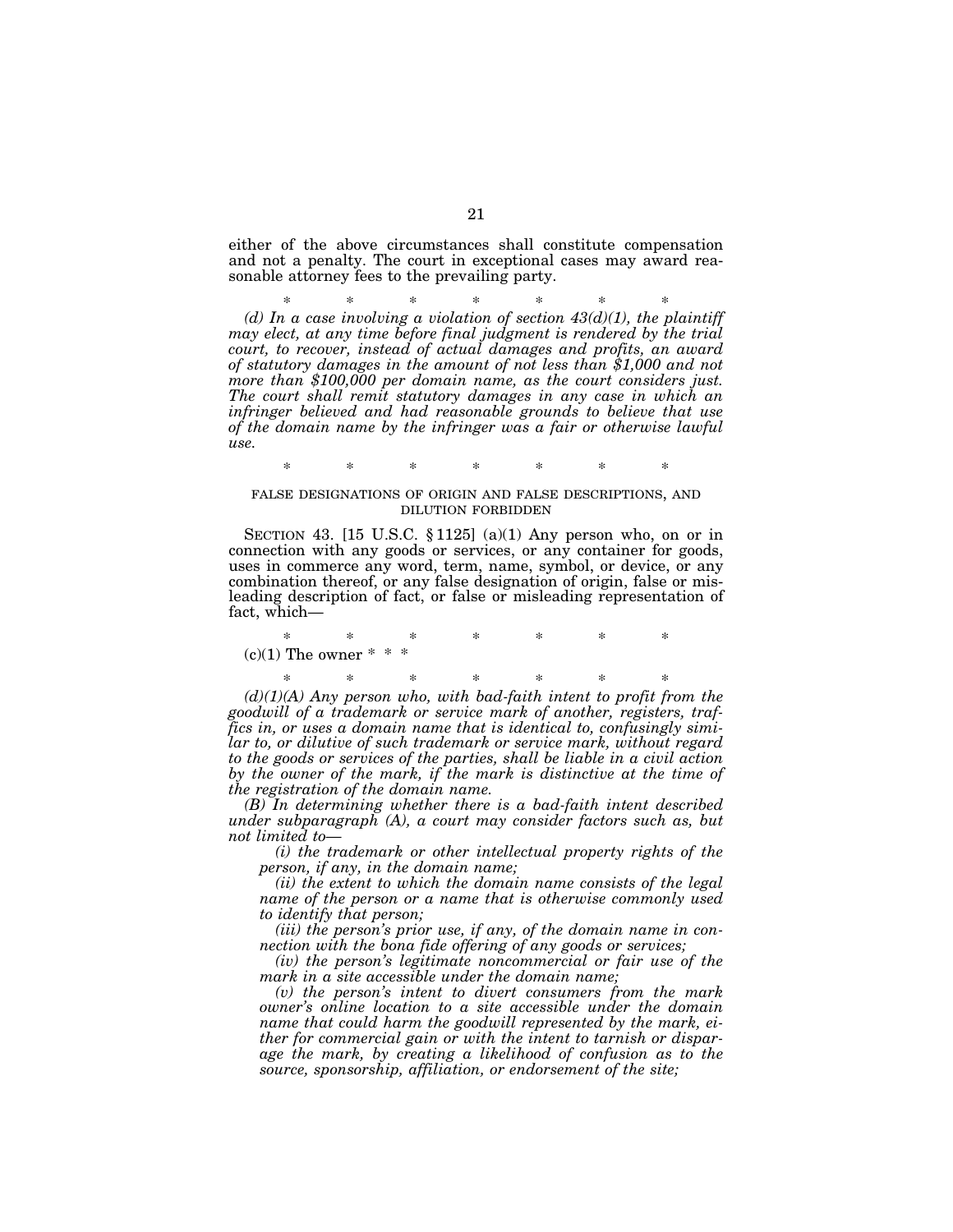either of the above circumstances shall constitute compensation and not a penalty. The court in exceptional cases may award reasonable attorney fees to the prevailing party.

\* \* \* \* \* \* \*

*(d) In a case involving a violation of section 43(d)(1), the plaintiff may elect, at any time before final judgment is rendered by the trial court, to recover, instead of actual damages and profits, an award of statutory damages in the amount of not less than $1,000 and not more than $100,000 per domain name, as the court considers just. The court shall remit statutory damages in any case in which an infringer believed and had reasonable grounds to believe that use of the domain name by the infringer was a fair or otherwise lawful use.*

\* \* \* \* \* \* \*

FALSE DESIGNATIONS OF ORIGIN AND FALSE DESCRIPTIONS, AND DILUTION FORBIDDEN

SECTION 43. [15 U.S.C. § 1125] (a)(1) Any person who, on or in connection with any goods or services, or any container for goods, uses in commerce any word, term, name, symbol, or device, or any combination thereof, or any false designation of origin, false or misleading description of fact, or false or misleading representation of fact, which—

\* \* \* \* \* \* \*

(c)(1) The owner \* \* \*

\* \* \* \* \* \* \*

*(d)(1)(A) Any person who, with bad-faith intent to profit from the goodwill of a trademark or service mark of another, registers, traffics in, or uses a domain name that is identical to, confusingly similar to, or dilutive of such trademark or service mark, without regard to the goods or services of the parties, shall be liable in a civil action by the owner of the mark, if the mark is distinctive at the time of the registration of the domain name.*

*(B) In determining whether there is a bad-faith intent described under subparagraph (A), a court may consider factors such as, but not limited to—*

*(i) the trademark or other intellectual property rights of the person, if any, in the domain name;*

*(ii) the extent to which the domain name consists of the legal name of the person or a name that is otherwise commonly used to identify that person;*

*(iii) the person's prior use, if any, of the domain name in connection with the bona fide offering of any goods or services;*

*(iv) the person's legitimate noncommercial or fair use of the mark in a site accessible under the domain name;*

*(v) the person's intent to divert consumers from the mark owner's online location to a site accessible under the domain name that could harm the goodwill represented by the mark, either for commercial gain or with the intent to tarnish or disparage the mark, by creating a likelihood of confusion as to the source, sponsorship, affiliation, or endorsement of the site;*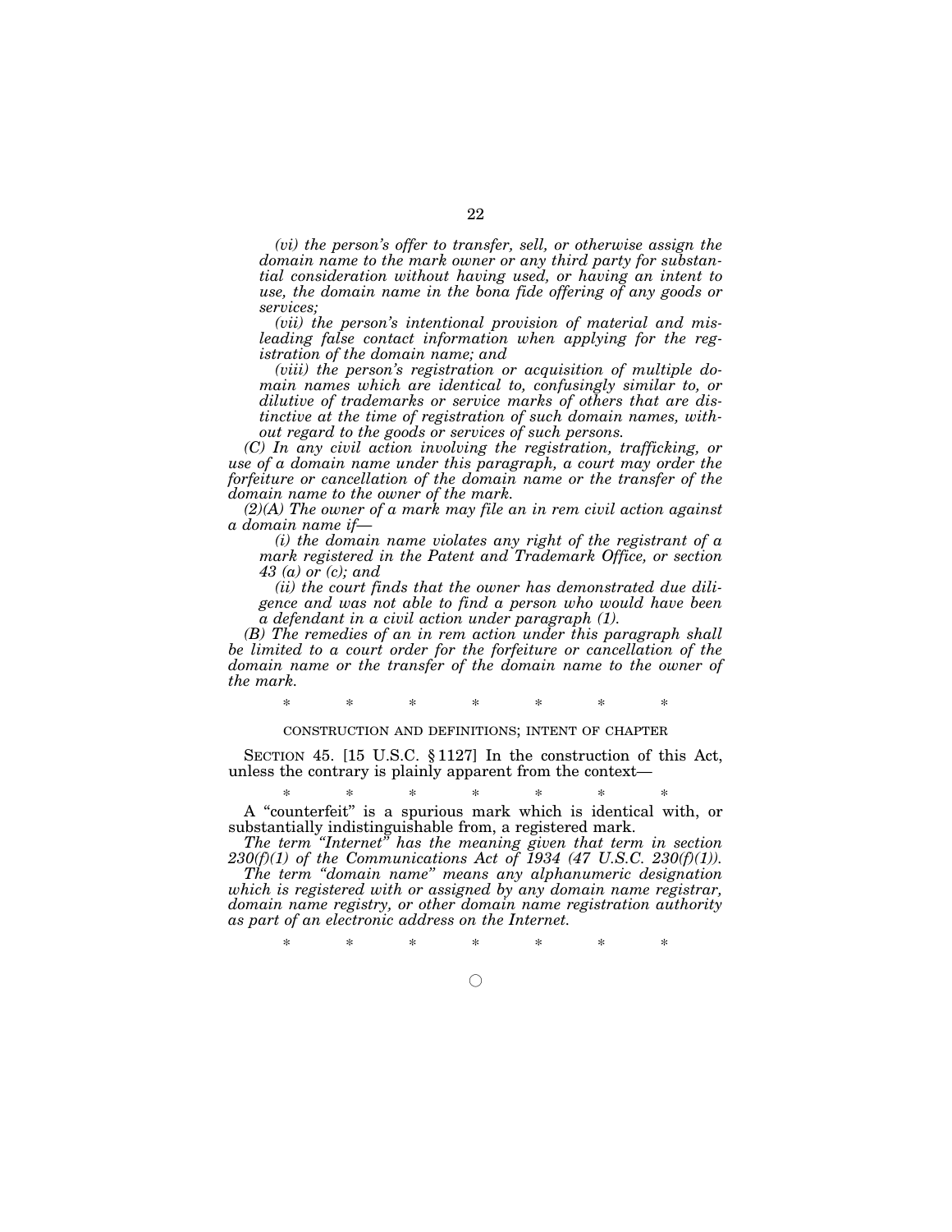*(vi) the person's offer to transfer, sell, or otherwise assign the domain name to the mark owner or any third party for substantial consideration without having used, or having an intent to use, the domain name in the bona fide offering of any goods or services;*

*(vii) the person's intentional provision of material and misleading false contact information when applying for the registration of the domain name; and*

*(viii) the person's registration or acquisition of multiple domain names which are identical to, confusingly similar to, or dilutive of trademarks or service marks of others that are distinctive at the time of registration of such domain names, without regard to the goods or services of such persons.*

*(C) In any civil action involving the registration, trafficking, or use of a domain name under this paragraph, a court may order the forfeiture or cancellation of the domain name or the transfer of the domain name to the owner of the mark.*

*(2)(A) The owner of a mark may file an in rem civil action against a domain name if—*

*(i) the domain name violates any right of the registrant of a mark registered in the Patent and Trademark Office, or section 43 (a) or (c); and*

*(ii) the court finds that the owner has demonstrated due diligence and was not able to find a person who would have been a defendant in a civil action under paragraph (1).*

*(B) The remedies of an in rem action under this paragraph shall be limited to a court order for the forfeiture or cancellation of the domain name or the transfer of the domain name to the owner of the mark.*

\* \* \* \* \* \* \*

CONSTRUCTION AND DEFINITIONS; INTENT OF CHAPTER

SECTION 45. [15 U.S.C. § 1127] In the construction of this Act, unless the contrary is plainly apparent from the context—

\* \* \* \* \* \* \*

A "counterfeit" is a spurious mark which is identical with, or substantially indistinguishable from, a registered mark.

*The term "Internet" has the meaning given that term in section 230(f)(1) of the Communications Act of 1934 (47 U.S.C. 230(f)(1)).*

*The term "domain name" means any alphanumeric designation which is registered with or assigned by any domain name registrar, domain name registry, or other domain name registration authority as part of an electronic address on the Internet.*

\* \* \* \* \* \* \*